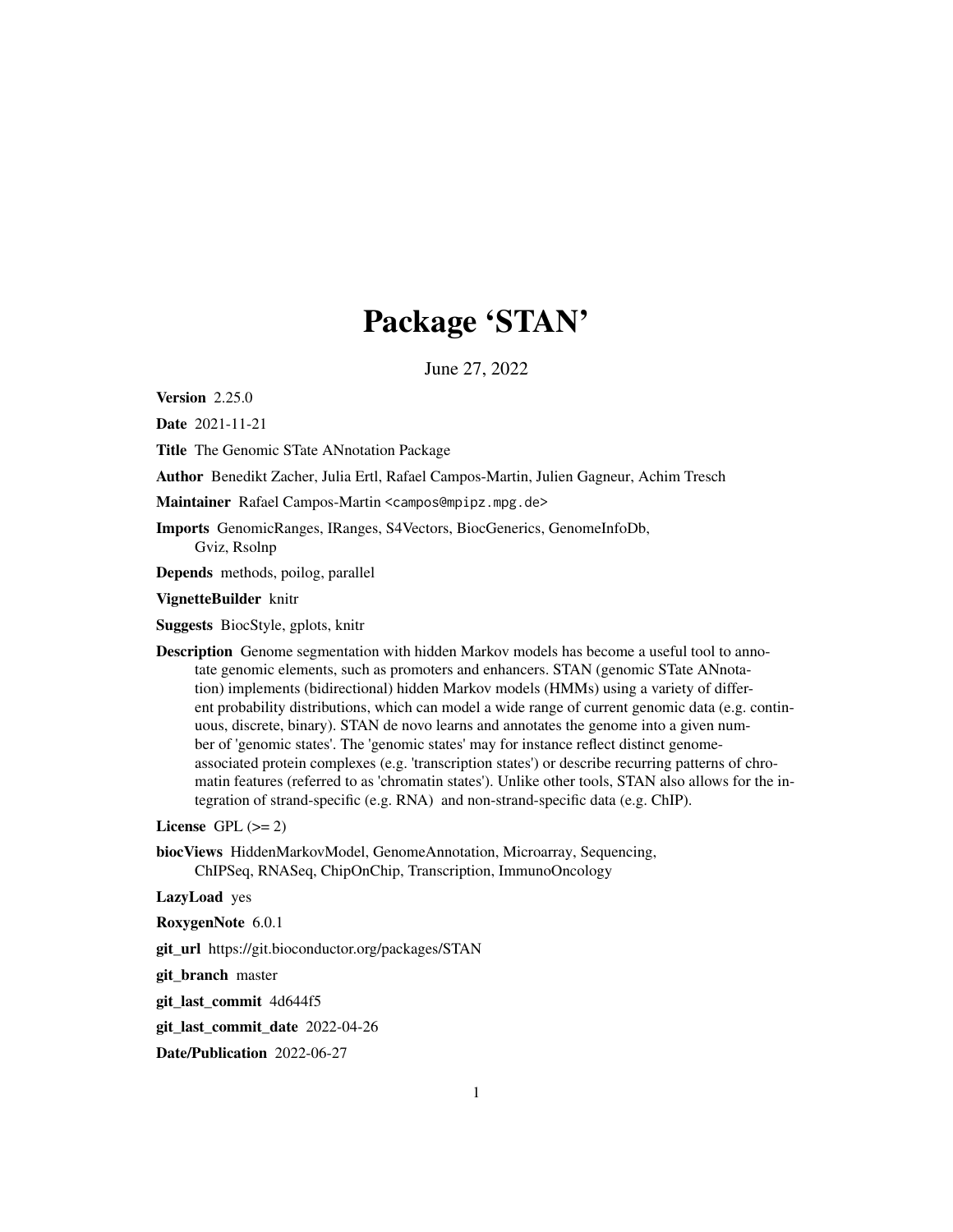# Package 'STAN'

June 27, 2022

**Version** 2.25.0

**Date** 2021-11-21

**Title** The Genomic STate ANnotation Package

**Author** Benedikt Zacher, Julia Ertl, Rafael Campos-Martin, Julien Gagneur, Achim Tresch

**Maintainer** Rafael Campos-Martin <campos@mpipz.mpg.de>

**Imports** GenomicRanges, IRanges, S4Vectors, BiocGenerics, GenomeInfoDb, Gviz, Rsolnp

**Depends** methods, poilog, parallel

**VignetteBuilder** knitr

**Suggests** BiocStyle, gplots, knitr

**Description** Genome segmentation with hidden Markov models has become a useful tool to annotate genomic elements, such as promoters and enhancers. STAN (genomic STate ANnotation) implements (bidirectional) hidden Markov models (HMMs) using a variety of different probability distributions, which can model a wide range of current genomic data (e.g. continuous, discrete, binary). STAN de novo learns and annotates the genome into a given number of 'genomic states'. The 'genomic states' may for instance reflect distinct genome-associated protein complexes (e.g. 'transcription states') or describe recurring patterns of chromatin features (referred to as 'chromatin states'). Unlike other tools, STAN also allows for the integration of strand-specific (e.g. RNA) and non-strand-specific data (e.g. ChIP).

**License** GPL (>= 2)

**biocViews** HiddenMarkovModel, GenomeAnnotation, Microarray, Sequencing, ChIPSeq, RNASeq, ChipOnChip, Transcription, ImmunoOncology

**LazyLoad** yes

**RoxygenNote** 6.0.1

**git_url** https://git.bioconductor.org/packages/STAN

**git_branch** master

**git_last_commit** 4d644f5

**git_last_commit_date** 2022-04-26

**Date/Publication** 2022-06-27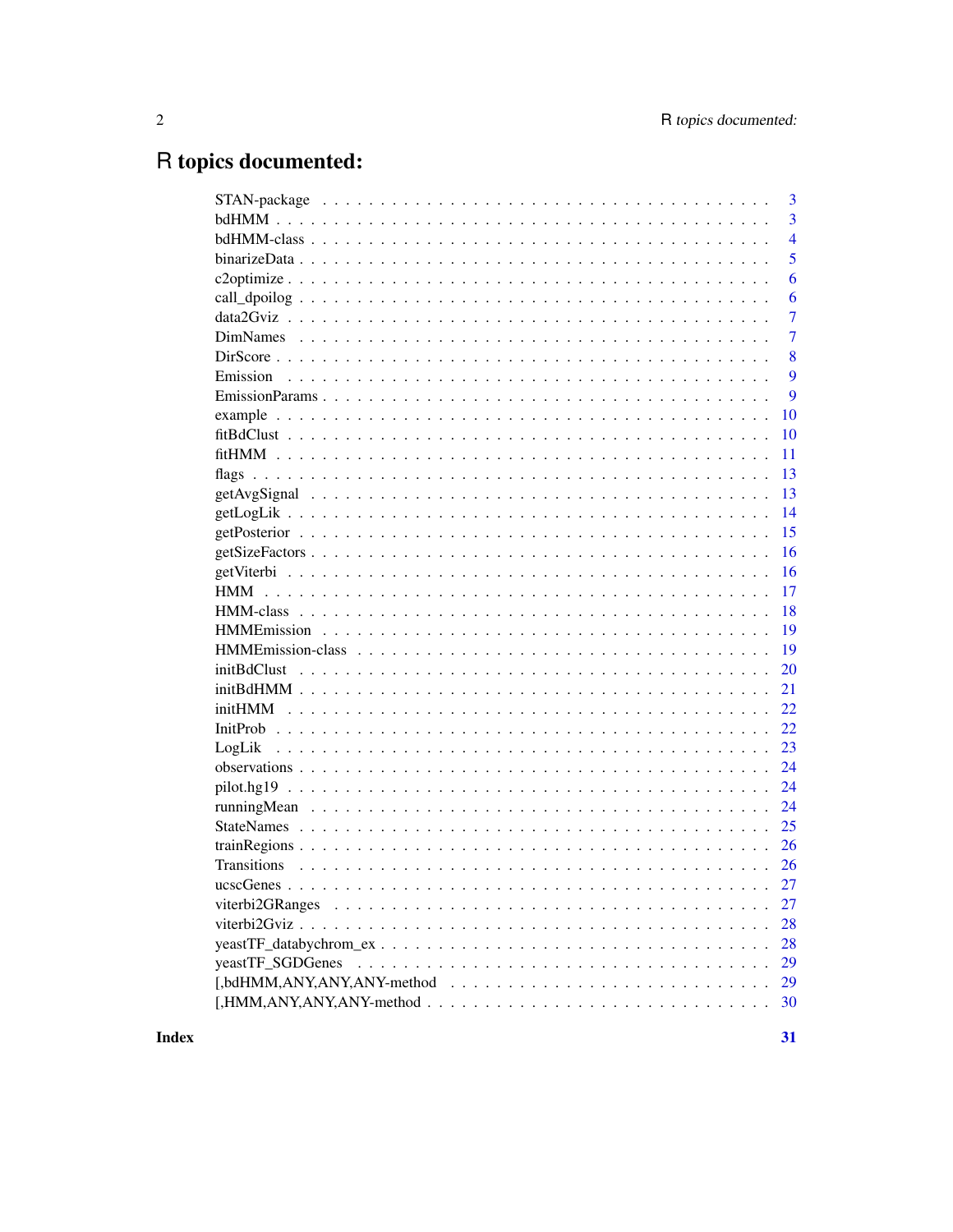# R topics documented:

| | |
|---|---|
| STAN-package | 3 |
| bdHMM | 3 |
| bdHMM-class | 4 |
| binarizeData | 5 |
| c2optimize | 6 |
| call_dpoilog | 6 |
| data2Gviz | 7 |
| DimNames | 7 |
| DirScore | 8 |
| Emission | 9 |
| EmissionParams | 9 |
| example | 10 |
| fitBdClust | 10 |
| fitHMM | 11 |
| flags | 13 |
| getAvgSignal | 13 |
| getLogLik | 14 |
| getPosterior | 15 |
| getSizeFactors | 16 |
| getViterbi | 16 |
| HMM | 17 |
| HMM-class | 18 |
| HMMEmission | 19 |
| HMMEmission-class | 19 |
| initBdClust | 20 |
| initBdHMM | 21 |
| initHMM | 22 |
| InitProb | 22 |
| LogLik | 23 |
| observations | 24 |
| pilot.hg19 | 24 |
| runningMean | 24 |
| StateNames | 25 |
| trainRegions | 26 |
| Transitions | 26 |
| ucscGenes | 27 |
| viterbi2GRanges | 27 |
| viterbi2Gviz | 28 |
| yeastTF_databychrom_ex | 28 |
| yeastTF_SGDGenes | 29 |
| [,bdHMM,ANY,ANY,ANY-method | 29 |
| [,HMM,ANY,ANY,ANY-method | 30 |

**Index** **31**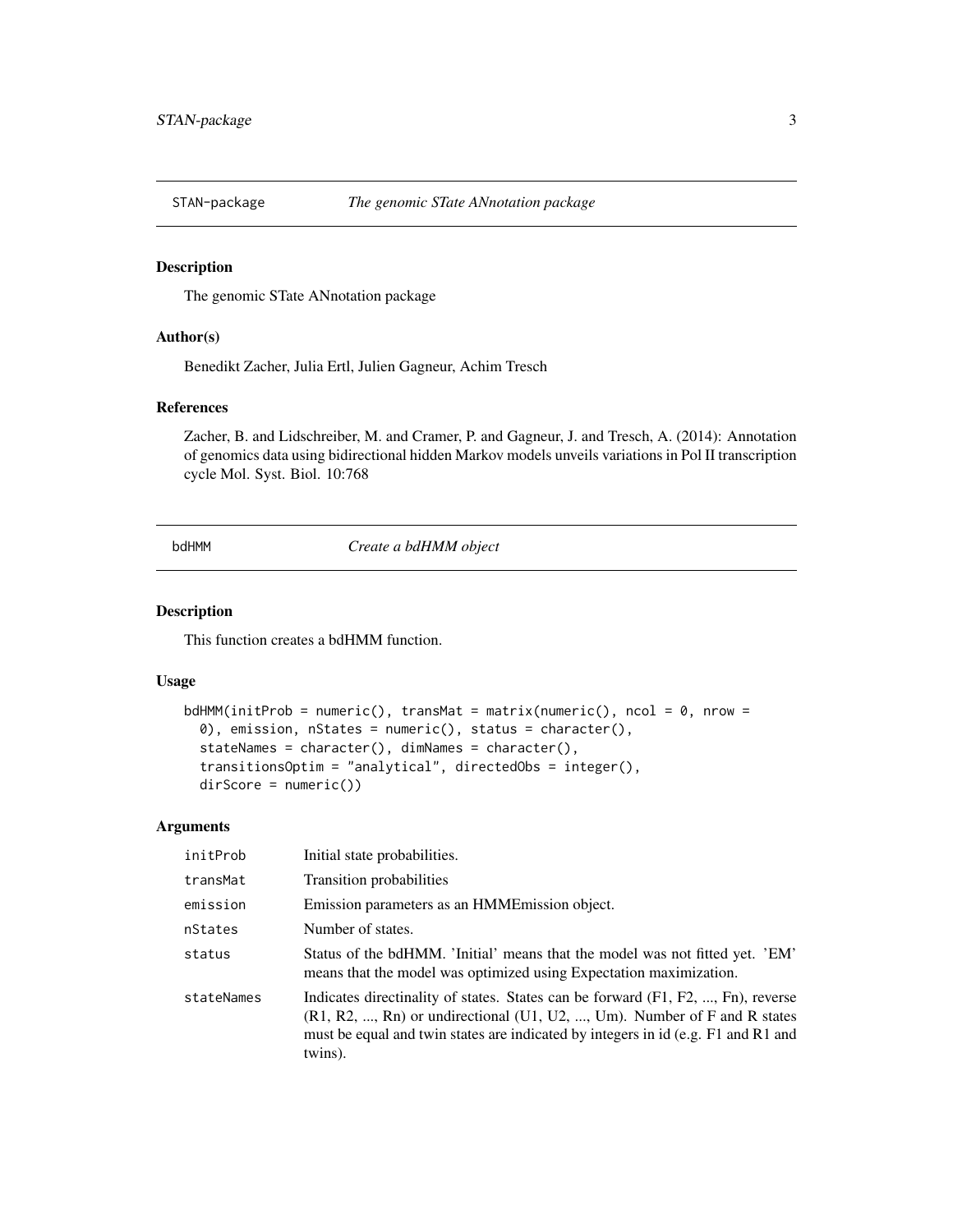## STAN-package — *The genomic STate ANnotation package*

### Description

The genomic STate ANnotation package

### Author(s)

Benedikt Zacher, Julia Ertl, Julien Gagneur, Achim Tresch

### References

Zacher, B. and Lidschreiber, M. and Cramer, P. and Gagneur, J. and Tresch, A. (2014): Annotation of genomics data using bidirectional hidden Markov models unveils variations in Pol II transcription cycle Mol. Syst. Biol. 10:768

## bdHMM — *Create a bdHMM object*

### Description

This function creates a bdHMM function.

### Usage

```
bdHMM(initProb = numeric(), transMat = matrix(numeric(), ncol = 0, nrow =
  0), emission, nStates = numeric(), status = character(),
  stateNames = character(), dimNames = character(),
  transitionsOptim = "analytical", directedObs = integer(),
  dirScore = numeric())
```

### Arguments

| | |
|---|---|
| initProb | Initial state probabilities. |
| transMat | Transition probabilities |
| emission | Emission parameters as an HMMEmission object. |
| nStates | Number of states. |
| status | Status of the bdHMM. 'Initial' means that the model was not fitted yet. 'EM' means that the model was optimized using Expectation maximization. |
| stateNames | Indicates directinality of states. States can be forward (F1, F2, ..., Fn), reverse (R1, R2, ..., Rn) or undirectional (U1, U2, ..., Um). Number of F and R states must be equal and twin states are indicated by integers in id (e.g. F1 and R1 and twins). |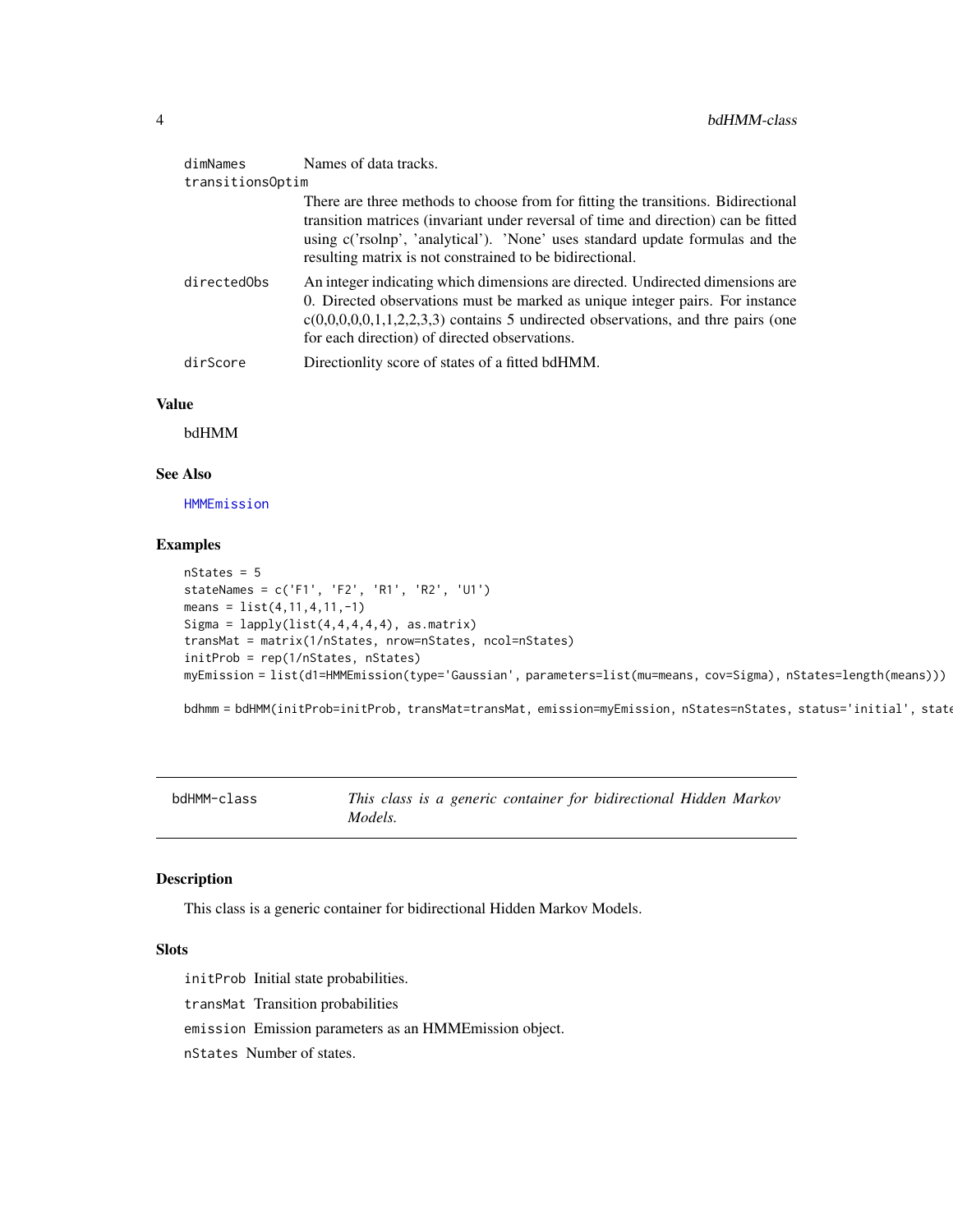| | |
|---|---|
| dimNames | Names of data tracks. |
| transitionsOptim | There are three methods to choose from for fitting the transitions. Bidirectional transition matrices (invariant under reversal of time and direction) can be fitted using c('rsolnp', 'analytical'). 'None' uses standard update formulas and the resulting matrix is not constrained to be bidirectional. |
| directedObs | An integer indicating which dimensions are directed. Undirected dimensions are 0. Directed observations must be marked as unique integer pairs. For instance c(0,0,0,0,0,1,1,2,2,3,3) contains 5 undirected observations, and thre pairs (one for each direction) of directed observations. |
| dirScore | Directionlity score of states of a fitted bdHMM. |

### Value

bdHMM

### See Also

HMMEmission

### Examples

```
nStates = 5
stateNames = c('F1', 'F2', 'R1', 'R2', 'U1')
means = list(4,11,4,11,-1)
Sigma = lapply(list(4,4,4,4,4), as.matrix)
transMat = matrix(1/nStates, nrow=nStates, ncol=nStates)
initProb = rep(1/nStates, nStates)
myEmission = list(d1=HMMEmission(type='Gaussian', parameters=list(mu=means, cov=Sigma), nStates=length(means)))

bdhmm = bdHMM(initProb=initProb, transMat=transMat, emission=myEmission, nStates=nStates, status='initial', state
```

---

## bdHMM-class — *This class is a generic container for bidirectional Hidden Markov Models.*

### Description

This class is a generic container for bidirectional Hidden Markov Models.

### Slots

initProb Initial state probabilities.

transMat Transition probabilities

emission Emission parameters as an HMMEmission object.

nStates Number of states.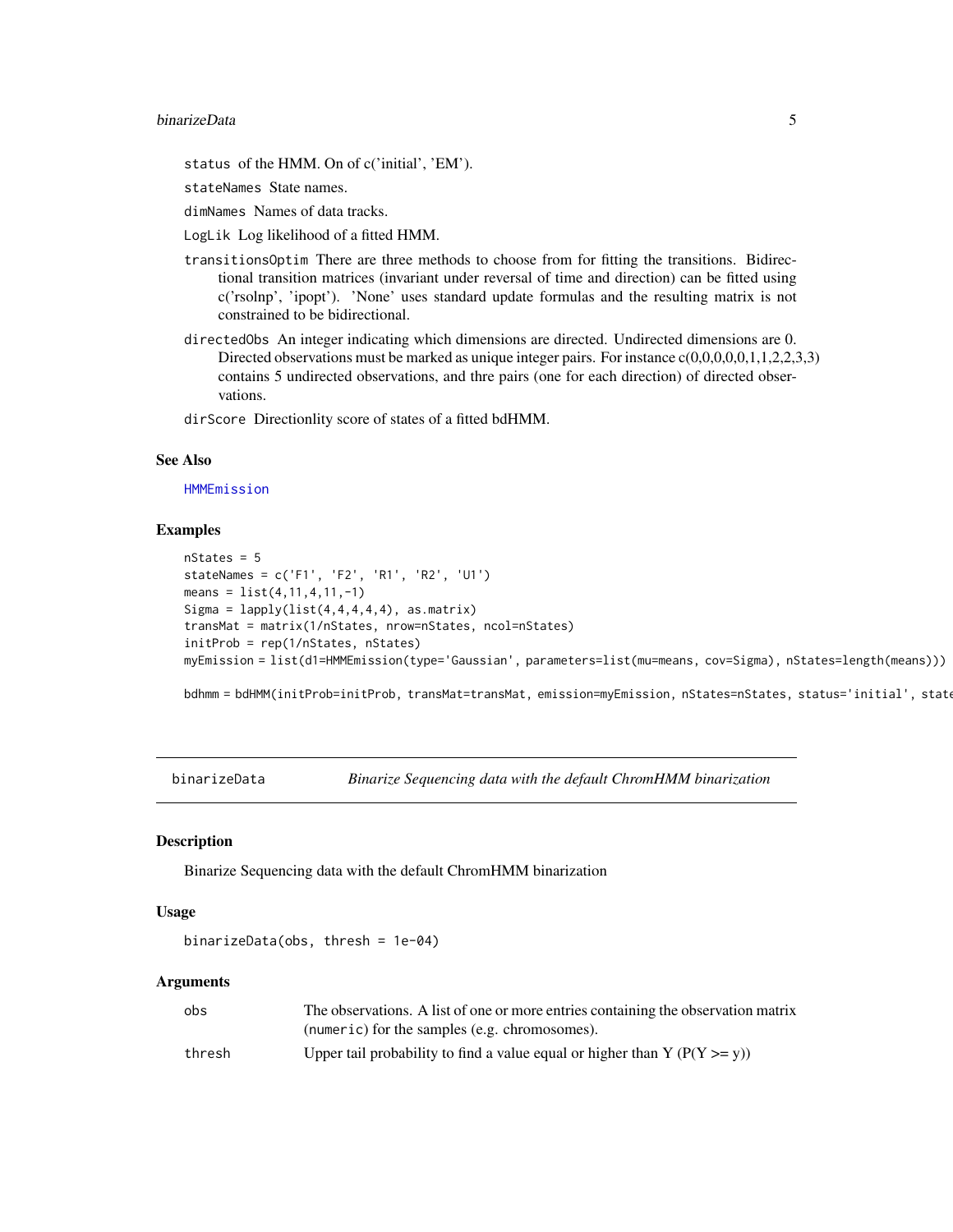`status` of the HMM. On of c('initial', 'EM').

`stateNames` State names.

`dimNames` Names of data tracks.

`LogLik` Log likelihood of a fitted HMM.

`transitionsOptim` There are three methods to choose from for fitting the transitions. Bidirectional transition matrices (invariant under reversal of time and direction) can be fitted using c('rsolnp', 'ipopt'). 'None' uses standard update formulas and the resulting matrix is not constrained to be bidirectional.

`directedObs` An integer indicating which dimensions are directed. Undirected dimensions are 0. Directed observations must be marked as unique integer pairs. For instance c(0,0,0,0,0,1,1,2,2,3,3) contains 5 undirected observations, and thre pairs (one for each direction) of directed observations.

`dirScore` Directionlity score of states of a fitted bdHMM.

### See Also

HMMEmission

### Examples

```
nStates = 5
stateNames = c('F1', 'F2', 'R1', 'R2', 'U1')
means = list(4,11,4,11,-1)
Sigma = lapply(list(4,4,4,4,4), as.matrix)
transMat = matrix(1/nStates, nrow=nStates, ncol=nStates)
initProb = rep(1/nStates, nStates)
myEmission = list(d1=HMMEmission(type='Gaussian', parameters=list(mu=means, cov=Sigma), nStates=length(means)))

bdhmm = bdHMM(initProb=initProb, transMat=transMat, emission=myEmission, nStates=nStates, status='initial', state
```

---

## binarizeData — *Binarize Sequencing data with the default ChromHMM binarization*

### Description

Binarize Sequencing data with the default ChromHMM binarization

### Usage

```
binarizeData(obs, thresh = 1e-04)
```

### Arguments

| | |
|---|---|
| `obs` | The observations. A list of one or more entries containing the observation matrix (`numeric`) for the samples (e.g. chromosomes). |
| `thresh` | Upper tail probability to find a value equal or higher than Y (P(Y >= y)) |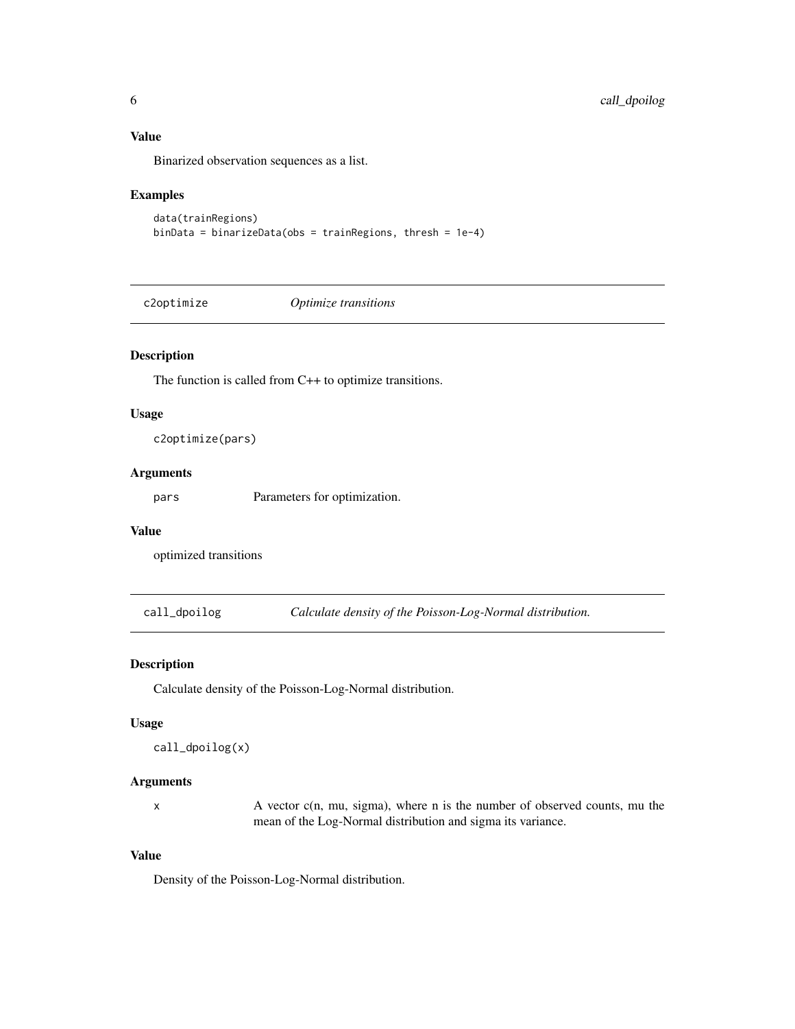### Value

Binarized observation sequences as a list.

### Examples

```
data(trainRegions)
binData = binarizeData(obs = trainRegions, thresh = 1e-4)
```

## c2optimize *Optimize transitions*

### Description

The function is called from C++ to optimize transitions.

### Usage

```
c2optimize(pars)
```

### Arguments

| | |
|---|---|
| `pars` | Parameters for optimization. |

### Value

optimized transitions

## call_dpoilog *Calculate density of the Poisson-Log-Normal distribution.*

### Description

Calculate density of the Poisson-Log-Normal distribution.

### Usage

```
call_dpoilog(x)
```

### Arguments

| | |
|---|---|
| `x` | A vector c(n, mu, sigma), where n is the number of observed counts, mu the mean of the Log-Normal distribution and sigma its variance. |

### Value

Density of the Poisson-Log-Normal distribution.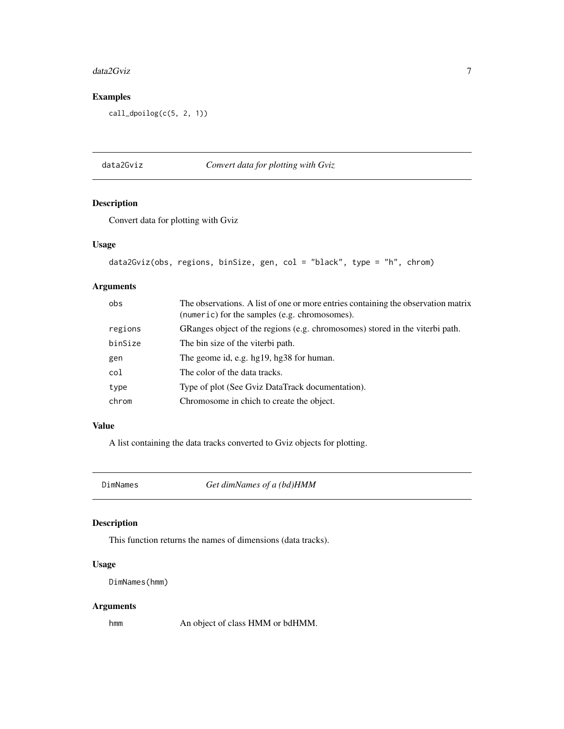## Examples

```
call_dpoilog(c(5, 2, 1))
```

---

## data2Gviz — *Convert data for plotting with Gviz*

### Description

Convert data for plotting with Gviz

### Usage

```
data2Gviz(obs, regions, binSize, gen, col = "black", type = "h", chrom)
```

### Arguments

| | |
|---|---|
| `obs` | The observations. A list of one or more entries containing the observation matrix (`numeric`) for the samples (e.g. chromosomes). |
| `regions` | GRanges object of the regions (e.g. chromosomes) stored in the viterbi path. |
| `binSize` | The bin size of the viterbi path. |
| `gen` | The geome id, e.g. hg19, hg38 for human. |
| `col` | The color of the data tracks. |
| `type` | Type of plot (See Gviz DataTrack documentation). |
| `chrom` | Chromosome in chich to create the object. |

### Value

A list containing the data tracks converted to Gviz objects for plotting.

---

## DimNames — *Get dimNames of a (bd)HMM*

### Description

This function returns the names of dimensions (data tracks).

### Usage

```
DimNames(hmm)
```

### Arguments

| | |
|---|---|
| `hmm` | An object of class HMM or bdHMM. |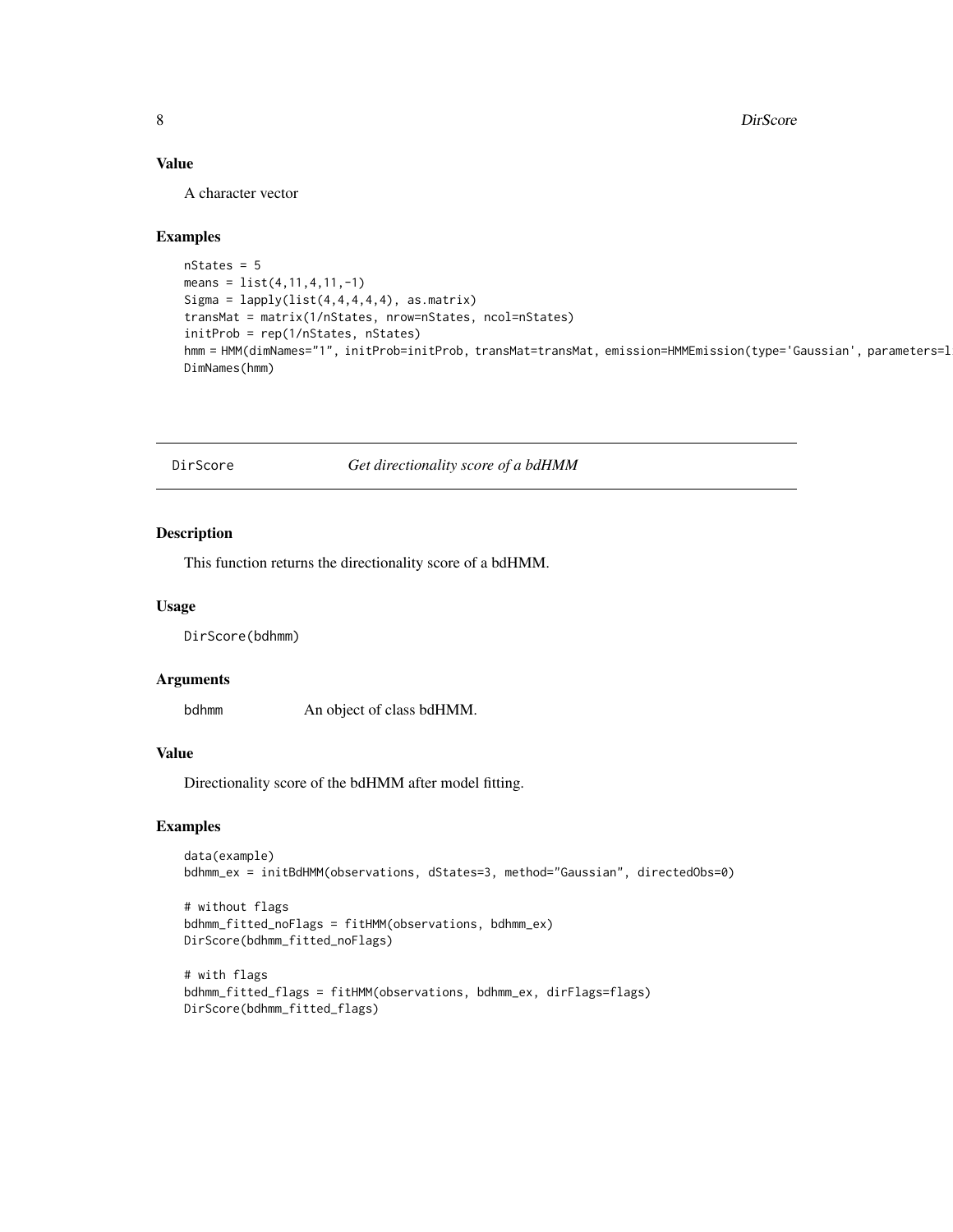### Value

A character vector

### Examples

```
nStates = 5
means = list(4,11,4,11,-1)
Sigma = lapply(list(4,4,4,4,4), as.matrix)
transMat = matrix(1/nStates, nrow=nStates, ncol=nStates)
initProb = rep(1/nStates, nStates)
hmm = HMM(dimNames="1", initProb=initProb, transMat=transMat, emission=HMMEmission(type='Gaussian', parameters=l
DimNames(hmm)
```

---

## DirScore *Get directionality score of a bdHMM*

### Description

This function returns the directionality score of a bdHMM.

### Usage

```
DirScore(bdhmm)
```

### Arguments

bdhmm An object of class bdHMM.

### Value

Directionality score of the bdHMM after model fitting.

### Examples

```
data(example)
bdhmm_ex = initBdHMM(observations, dStates=3, method="Gaussian", directedObs=0)

# without flags
bdhmm_fitted_noFlags = fitHMM(observations, bdhmm_ex)
DirScore(bdhmm_fitted_noFlags)

# with flags
bdhmm_fitted_flags = fitHMM(observations, bdhmm_ex, dirFlags=flags)
DirScore(bdhmm_fitted_flags)
```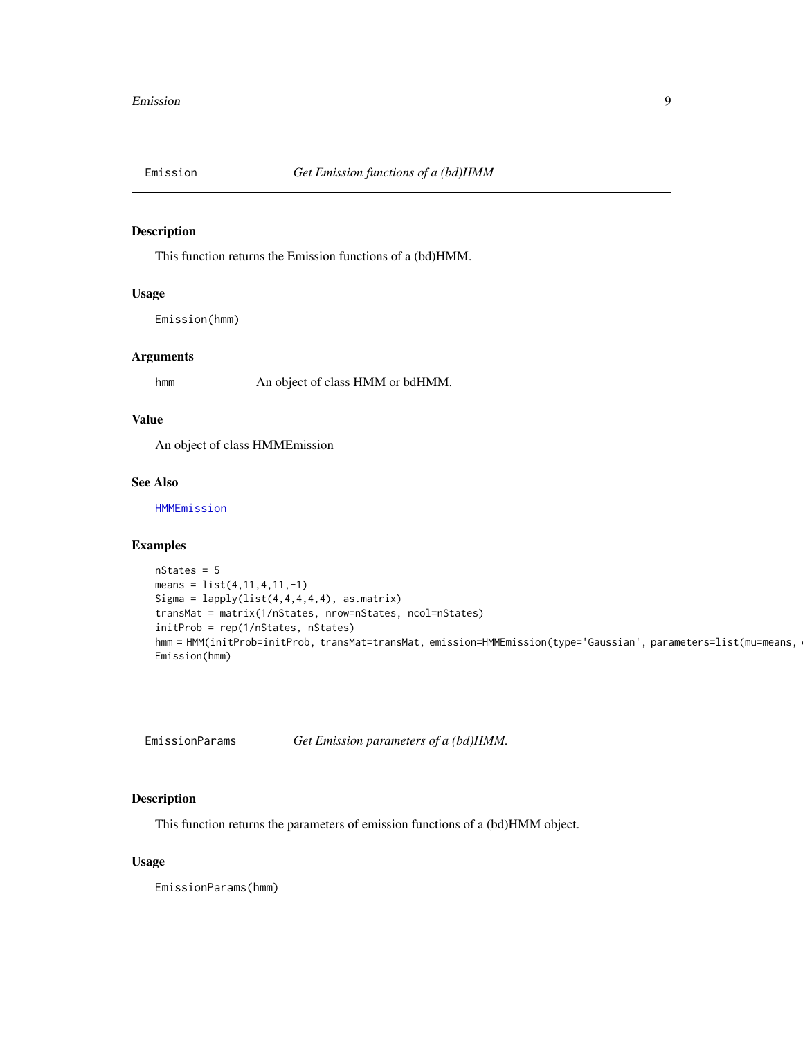## Emission — *Get Emission functions of a (bd)HMM*

### Description

This function returns the Emission functions of a (bd)HMM.

### Usage

```
Emission(hmm)
```

### Arguments

| | |
|---|---|
| hmm | An object of class HMM or bdHMM. |

### Value

An object of class HMMEmission

### See Also

HMMEmission

### Examples

```
nStates = 5
means = list(4,11,4,11,-1)
Sigma = lapply(list(4,4,4,4,4), as.matrix)
transMat = matrix(1/nStates, nrow=nStates, ncol=nStates)
initProb = rep(1/nStates, nStates)
hmm = HMM(initProb=initProb, transMat=transMat, emission=HMMEmission(type='Gaussian', parameters=list(mu=means, 
Emission(hmm)
```

## EmissionParams — *Get Emission parameters of a (bd)HMM.*

### Description

This function returns the parameters of emission functions of a (bd)HMM object.

### Usage

```
EmissionParams(hmm)
```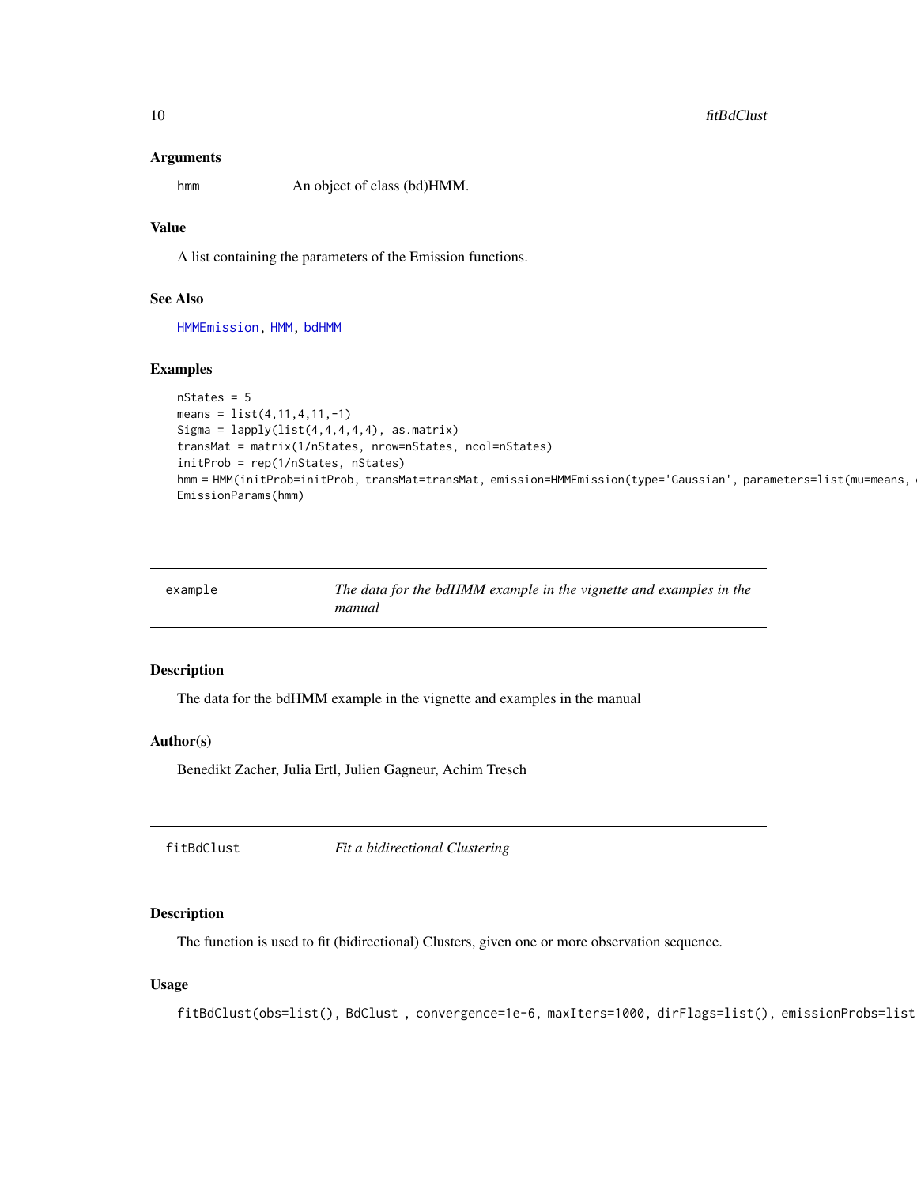### Arguments

hmm    An object of class (bd)HMM.

### Value

A list containing the parameters of the Emission functions.

### See Also

HMMEmission, HMM, bdHMM

### Examples

```
nStates = 5
means = list(4,11,4,11,-1)
Sigma = lapply(list(4,4,4,4,4), as.matrix)
transMat = matrix(1/nStates, nrow=nStates, ncol=nStates)
initProb = rep(1/nStates, nStates)
hmm = HMM(initProb=initProb, transMat=transMat, emission=HMMEmission(type='Gaussian', parameters=list(mu=means, 
EmissionParams(hmm)
```

## example    *The data for the bdHMM example in the vignette and examples in the manual*

### Description

The data for the bdHMM example in the vignette and examples in the manual

### Author(s)

Benedikt Zacher, Julia Ertl, Julien Gagneur, Achim Tresch

## fitBdClust    *Fit a bidirectional Clustering*

### Description

The function is used to fit (bidirectional) Clusters, given one or more observation sequence.

### Usage

```
fitBdClust(obs=list(), BdClust , convergence=1e-6, maxIters=1000, dirFlags=list(), emissionProbs=list
```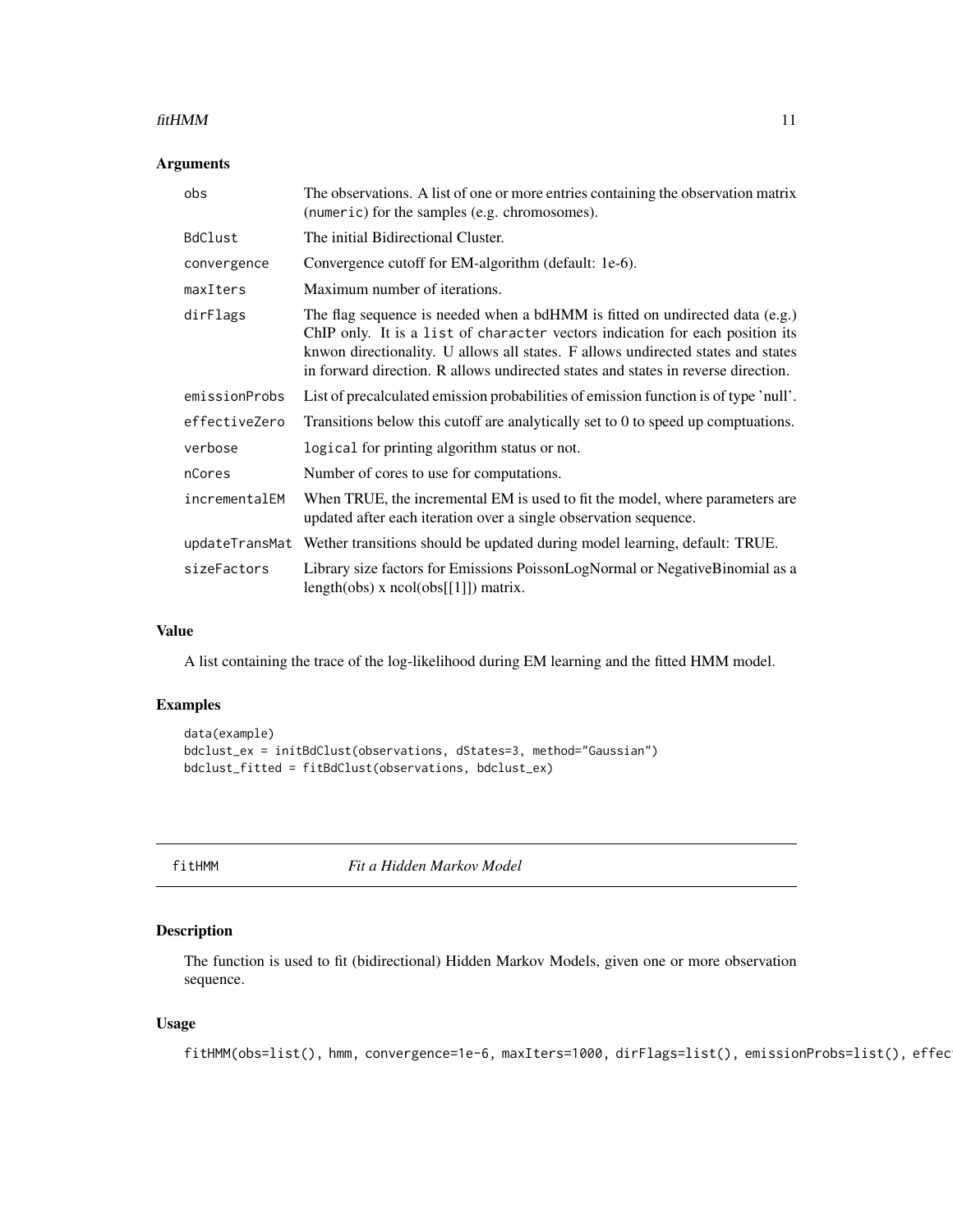## Arguments

| | |
|---|---|
| obs | The observations. A list of one or more entries containing the observation matrix (numeric) for the samples (e.g. chromosomes). |
| BdClust | The initial Bidirectional Cluster. |
| convergence | Convergence cutoff for EM-algorithm (default: 1e-6). |
| maxIters | Maximum number of iterations. |
| dirFlags | The flag sequence is needed when a bdHMM is fitted on undirected data (e.g.) ChIP only. It is a list of character vectors indication for each position its knwon directionality. U allows all states. F allows undirected states and states in forward direction. R allows undirected states and states in reverse direction. |
| emissionProbs | List of precalculated emission probabilities of emission function is of type 'null'. |
| effectiveZero | Transitions below this cutoff are analytically set to 0 to speed up comptuations. |
| verbose | logical for printing algorithm status or not. |
| nCores | Number of cores to use for computations. |
| incrementalEM | When TRUE, the incremental EM is used to fit the model, where parameters are updated after each iteration over a single observation sequence. |
| updateTransMat | Wether transitions should be updated during model learning, default: TRUE. |
| sizeFactors | Library size factors for Emissions PoissonLogNormal or NegativeBinomial as a length(obs) x ncol(obs[[1]]) matrix. |

## Value

A list containing the trace of the log-likelihood during EM learning and the fitted HMM model.

## Examples

```
data(example)
bdclust_ex = initBdClust(observations, dStates=3, method="Gaussian")
bdclust_fitted = fitBdClust(observations, bdclust_ex)
```

---

# fitHMM *Fit a Hidden Markov Model*

## Description

The function is used to fit (bidirectional) Hidden Markov Models, given one or more observation sequence.

## Usage

```
fitHMM(obs=list(), hmm, convergence=1e-6, maxIters=1000, dirFlags=list(), emissionProbs=list(), effec
```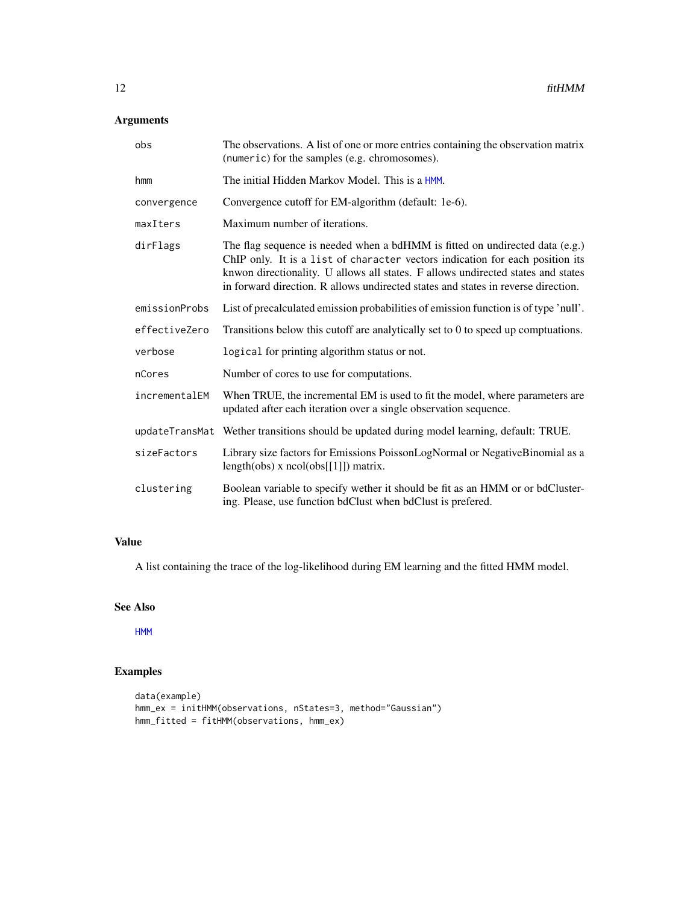## Arguments

| | |
|---|---|
| `obs` | The observations. A list of one or more entries containing the observation matrix (`numeric`) for the samples (e.g. chromosomes). |
| `hmm` | The initial Hidden Markov Model. This is a `HMM`. |
| `convergence` | Convergence cutoff for EM-algorithm (default: 1e-6). |
| `maxIters` | Maximum number of iterations. |
| `dirFlags` | The flag sequence is needed when a bdHMM is fitted on undirected data (e.g.) ChIP only. It is a `list` of `character` vectors indication for each position its knwon directionality. U allows all states. F allows undirected states and states in forward direction. R allows undirected states and states in reverse direction. |
| `emissionProbs` | List of precalculated emission probabilities of emission function is of type 'null'. |
| `effectiveZero` | Transitions below this cutoff are analytically set to 0 to speed up comptuations. |
| `verbose` | `logical` for printing algorithm status or not. |
| `nCores` | Number of cores to use for computations. |
| `incrementalEM` | When TRUE, the incremental EM is used to fit the model, where parameters are updated after each iteration over a single observation sequence. |
| `updateTransMat` | Wether transitions should be updated during model learning, default: TRUE. |
| `sizeFactors` | Library size factors for Emissions PoissonLogNormal or NegativeBinomial as a length(obs) x ncol(obs[[1]]) matrix. |
| `clustering` | Boolean variable to specify wether it should be fit as an HMM or or bdClustering. Please, use function bdClust when bdClust is prefered. |

## Value

A list containing the trace of the log-likelihood during EM learning and the fitted HMM model.

## See Also

`HMM`

## Examples

```
data(example)
hmm_ex = initHMM(observations, nStates=3, method="Gaussian")
hmm_fitted = fitHMM(observations, hmm_ex)
```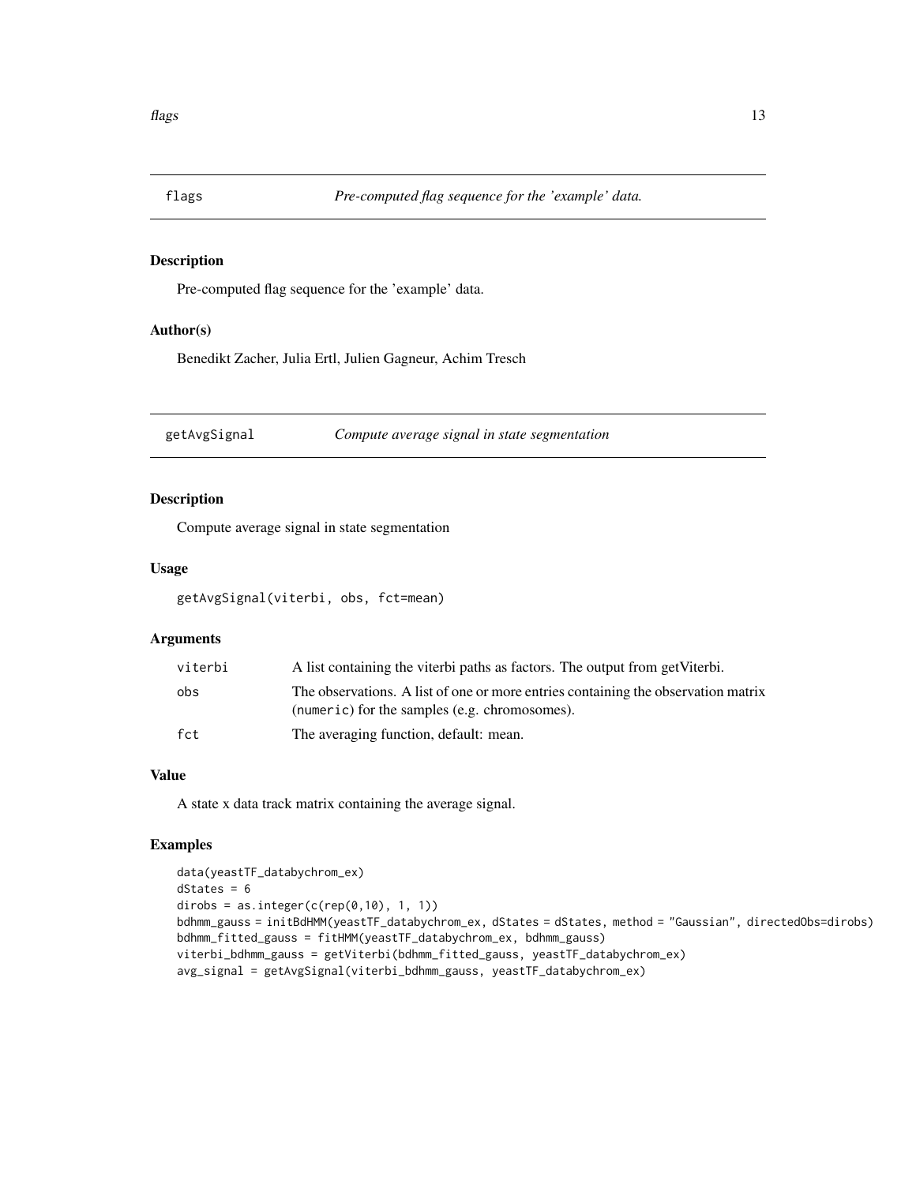## flags — *Pre-computed flag sequence for the 'example' data.*

### Description

Pre-computed flag sequence for the 'example' data.

### Author(s)

Benedikt Zacher, Julia Ertl, Julien Gagneur, Achim Tresch

## getAvgSignal — *Compute average signal in state segmentation*

### Description

Compute average signal in state segmentation

### Usage

```
getAvgSignal(viterbi, obs, fct=mean)
```

### Arguments

| | |
|---|---|
| viterbi | A list containing the viterbi paths as factors. The output from getViterbi. |
| obs | The observations. A list of one or more entries containing the observation matrix (numeric) for the samples (e.g. chromosomes). |
| fct | The averaging function, default: mean. |

### Value

A state x data track matrix containing the average signal.

### Examples

```
data(yeastTF_databychrom_ex)
dStates = 6
dirobs = as.integer(c(rep(0,10), 1, 1))
bdhmm_gauss = initBdHMM(yeastTF_databychrom_ex, dStates = dStates, method = "Gaussian", directedObs=dirobs)
bdhmm_fitted_gauss = fitHMM(yeastTF_databychrom_ex, bdhmm_gauss)
viterbi_bdhmm_gauss = getViterbi(bdhmm_fitted_gauss, yeastTF_databychrom_ex)
avg_signal = getAvgSignal(viterbi_bdhmm_gauss, yeastTF_databychrom_ex)
```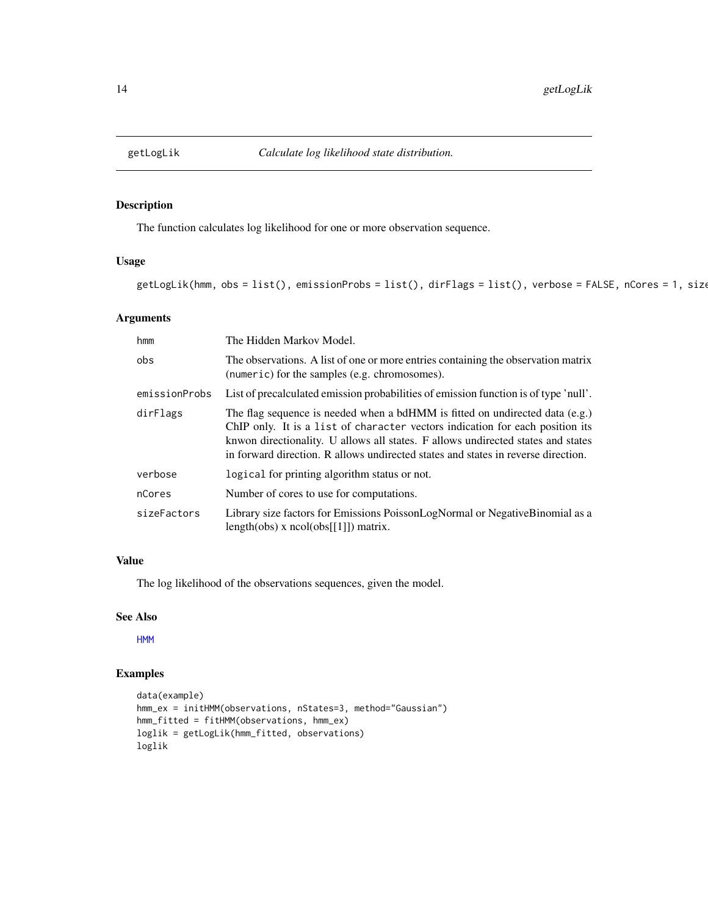# getLogLik — *Calculate log likelihood state distribution.*

## Description

The function calculates log likelihood for one or more observation sequence.

## Usage

```
getLogLik(hmm, obs = list(), emissionProbs = list(), dirFlags = list(), verbose = FALSE, nCores = 1, size
```

## Arguments

| | |
|---|---|
| hmm | The Hidden Markov Model. |
| obs | The observations. A list of one or more entries containing the observation matrix (numeric) for the samples (e.g. chromosomes). |
| emissionProbs | List of precalculated emission probabilities of emission function is of type 'null'. |
| dirFlags | The flag sequence is needed when a bdHMM is fitted on undirected data (e.g.) ChIP only. It is a list of character vectors indication for each position its knwon directionality. U allows all states. F allows undirected states and states in forward direction. R allows undirected states and states in reverse direction. |
| verbose | logical for printing algorithm status or not. |
| nCores | Number of cores to use for computations. |
| sizeFactors | Library size factors for Emissions PoissonLogNormal or NegativeBinomial as a length(obs) x ncol(obs[[1]]) matrix. |

## Value

The log likelihood of the observations sequences, given the model.

## See Also

HMM

## Examples

```
data(example)
hmm_ex = initHMM(observations, nStates=3, method="Gaussian")
hmm_fitted = fitHMM(observations, hmm_ex)
loglik = getLogLik(hmm_fitted, observations)
loglik
```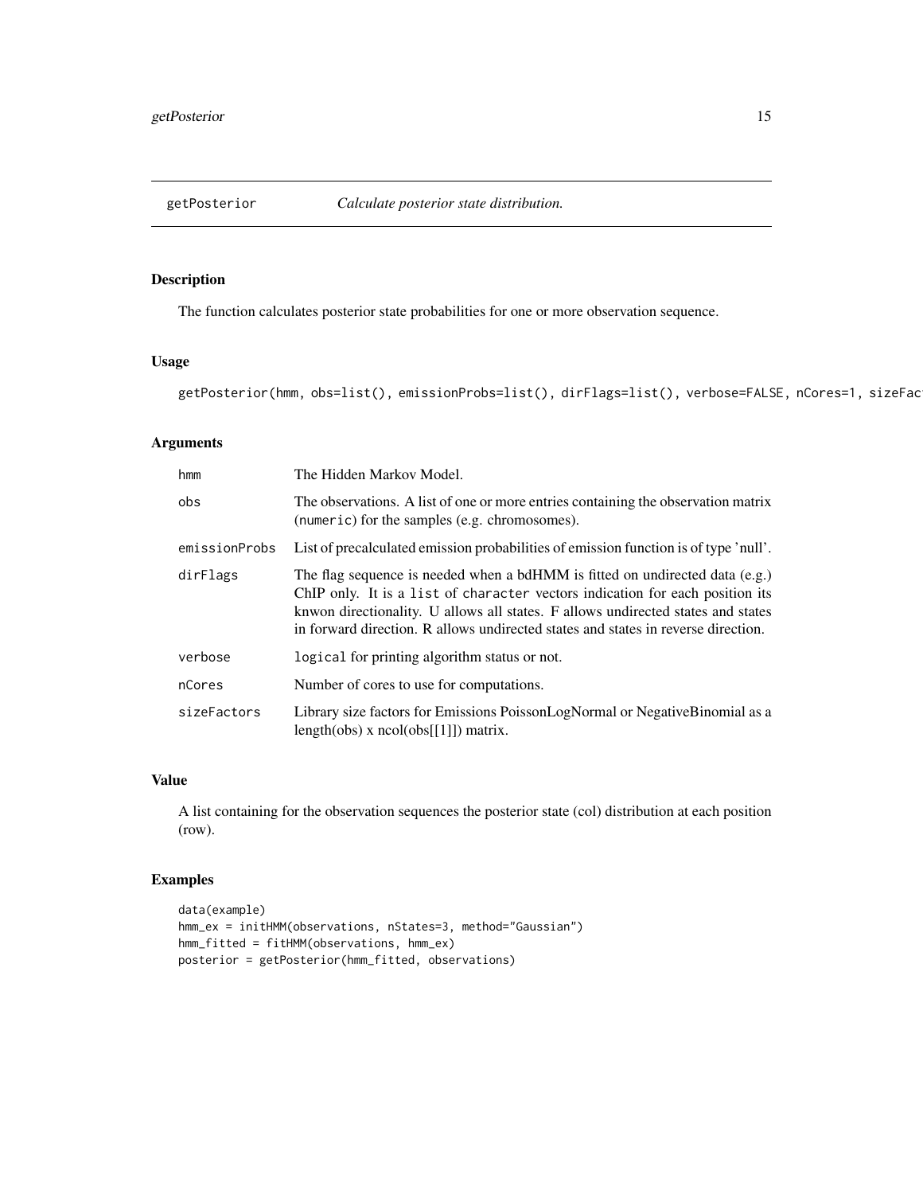# getPosterior — *Calculate posterior state distribution.*

## Description

The function calculates posterior state probabilities for one or more observation sequence.

## Usage

```
getPosterior(hmm, obs=list(), emissionProbs=list(), dirFlags=list(), verbose=FALSE, nCores=1, sizeFac
```

## Arguments

| | |
|---|---|
| `hmm` | The Hidden Markov Model. |
| `obs` | The observations. A list of one or more entries containing the observation matrix (`numeric`) for the samples (e.g. chromosomes). |
| `emissionProbs` | List of precalculated emission probabilities of emission function is of type 'null'. |
| `dirFlags` | The flag sequence is needed when a bdHMM is fitted on undirected data (e.g.) ChIP only. It is a `list` of `character` vectors indication for each position its knwon directionality. U allows all states. F allows undirected states and states in forward direction. R allows undirected states and states in reverse direction. |
| `verbose` | `logical` for printing algorithm status or not. |
| `nCores` | Number of cores to use for computations. |
| `sizeFactors` | Library size factors for Emissions PoissonLogNormal or NegativeBinomial as a length(obs) x ncol(obs[[1]]) matrix. |

## Value

A list containing for the observation sequences the posterior state (col) distribution at each position (row).

## Examples

```
data(example)
hmm_ex = initHMM(observations, nStates=3, method="Gaussian")
hmm_fitted = fitHMM(observations, hmm_ex)
posterior = getPosterior(hmm_fitted, observations)
```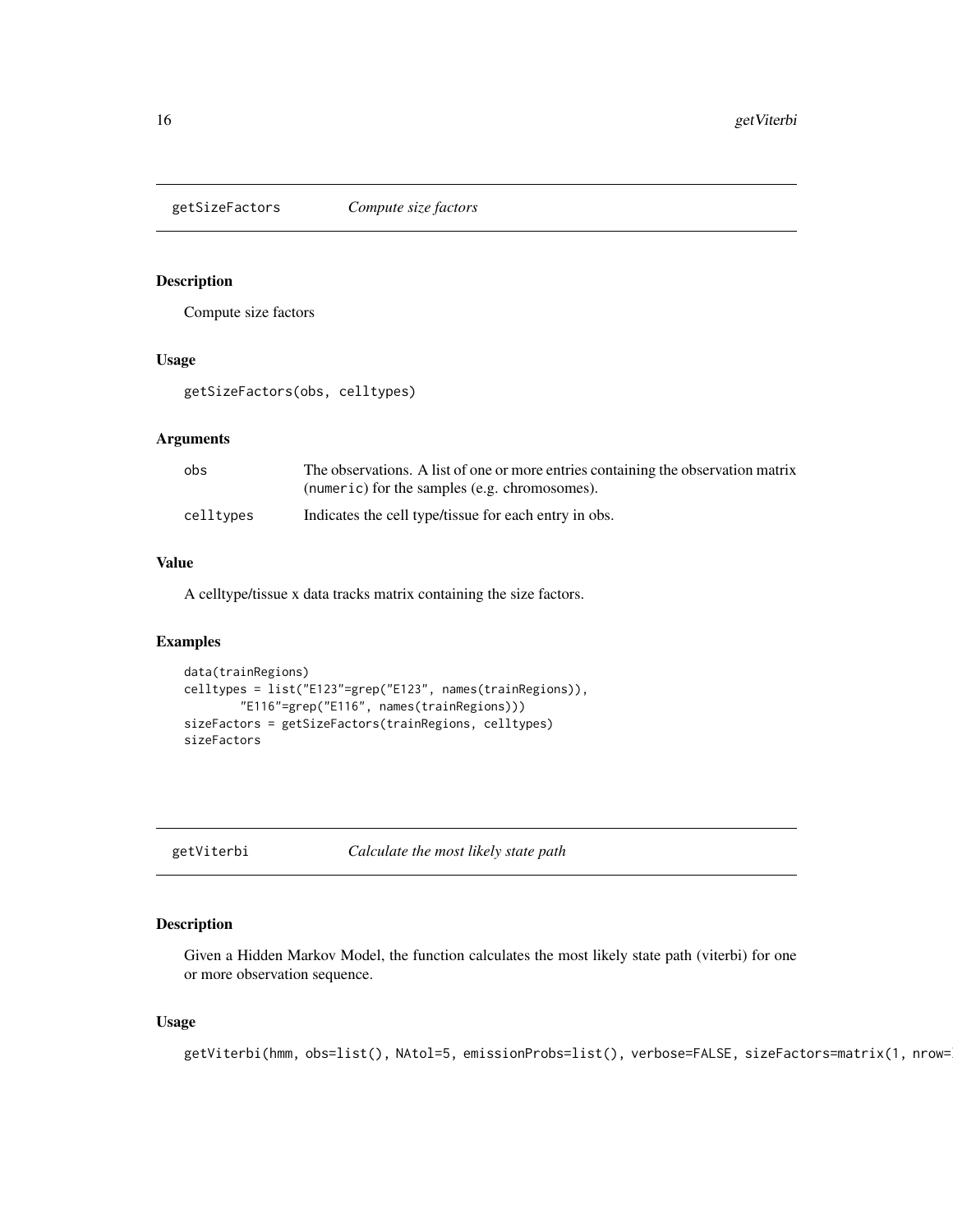## getSizeFactors *Compute size factors*

### Description

Compute size factors

### Usage

```
getSizeFactors(obs, celltypes)
```

### Arguments

| | |
|---|---|
| obs | The observations. A list of one or more entries containing the observation matrix (numeric) for the samples (e.g. chromosomes). |
| celltypes | Indicates the cell type/tissue for each entry in obs. |

### Value

A celltype/tissue x data tracks matrix containing the size factors.

### Examples

```
data(trainRegions)
celltypes = list("E123"=grep("E123", names(trainRegions)),
        "E116"=grep("E116", names(trainRegions)))
sizeFactors = getSizeFactors(trainRegions, celltypes)
sizeFactors
```

## getViterbi *Calculate the most likely state path*

### Description

Given a Hidden Markov Model, the function calculates the most likely state path (viterbi) for one or more observation sequence.

### Usage

```
getViterbi(hmm, obs=list(), NAtol=5, emissionProbs=list(), verbose=FALSE, sizeFactors=matrix(1, nrow=
```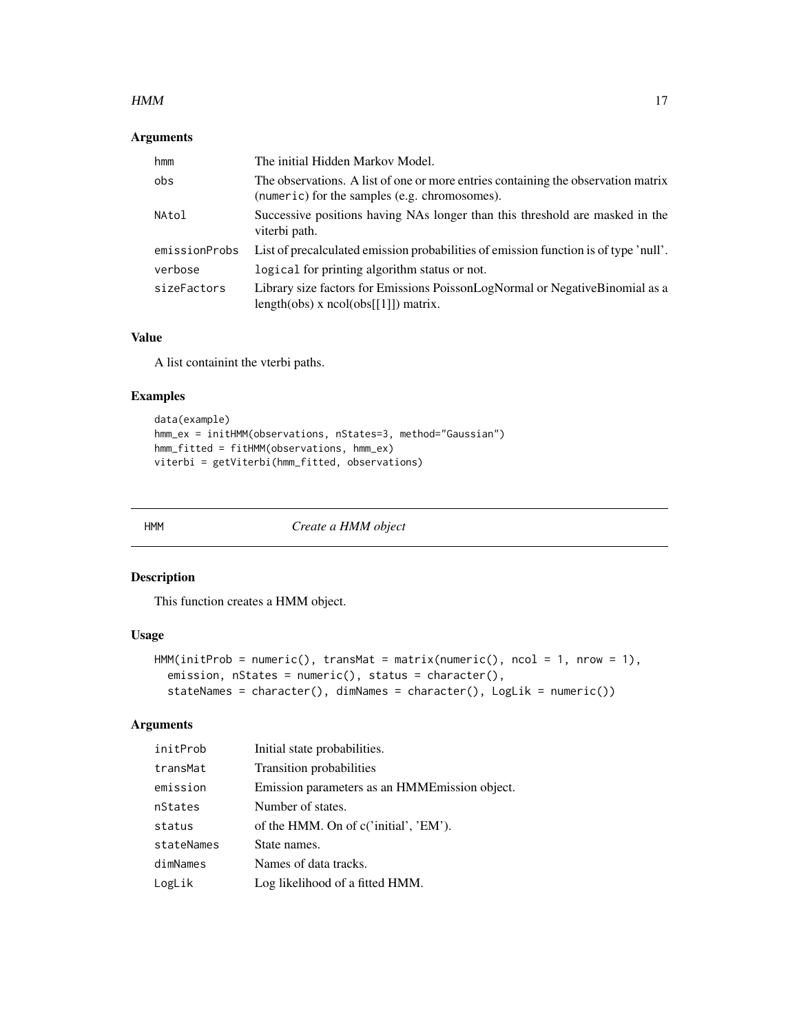### Arguments

| | |
|---|---|
| hmm | The initial Hidden Markov Model. |
| obs | The observations. A list of one or more entries containing the observation matrix (numeric) for the samples (e.g. chromosomes). |
| NAtol | Successive positions having NAs longer than this threshold are masked in the viterbi path. |
| emissionProbs | List of precalculated emission probabilities of emission function is of type 'null'. |
| verbose | logical for printing algorithm status or not. |
| sizeFactors | Library size factors for Emissions PoissonLogNormal or NegativeBinomial as a length(obs) x ncol(obs[[1]]) matrix. |

### Value

A list containint the vterbi paths.

### Examples

```
data(example)
hmm_ex = initHMM(observations, nStates=3, method="Gaussian")
hmm_fitted = fitHMM(observations, hmm_ex)
viterbi = getViterbi(hmm_fitted, observations)
```

---

## HMM *Create a HMM object*

### Description

This function creates a HMM object.

### Usage

```
HMM(initProb = numeric(), transMat = matrix(numeric(), ncol = 1, nrow = 1),
  emission, nStates = numeric(), status = character(),
  stateNames = character(), dimNames = character(), LogLik = numeric())
```

### Arguments

| | |
|---|---|
| initProb | Initial state probabilities. |
| transMat | Transition probabilities |
| emission | Emission parameters as an HMMEmission object. |
| nStates | Number of states. |
| status | of the HMM. On of c('initial', 'EM'). |
| stateNames | State names. |
| dimNames | Names of data tracks. |
| LogLik | Log likelihood of a fitted HMM. |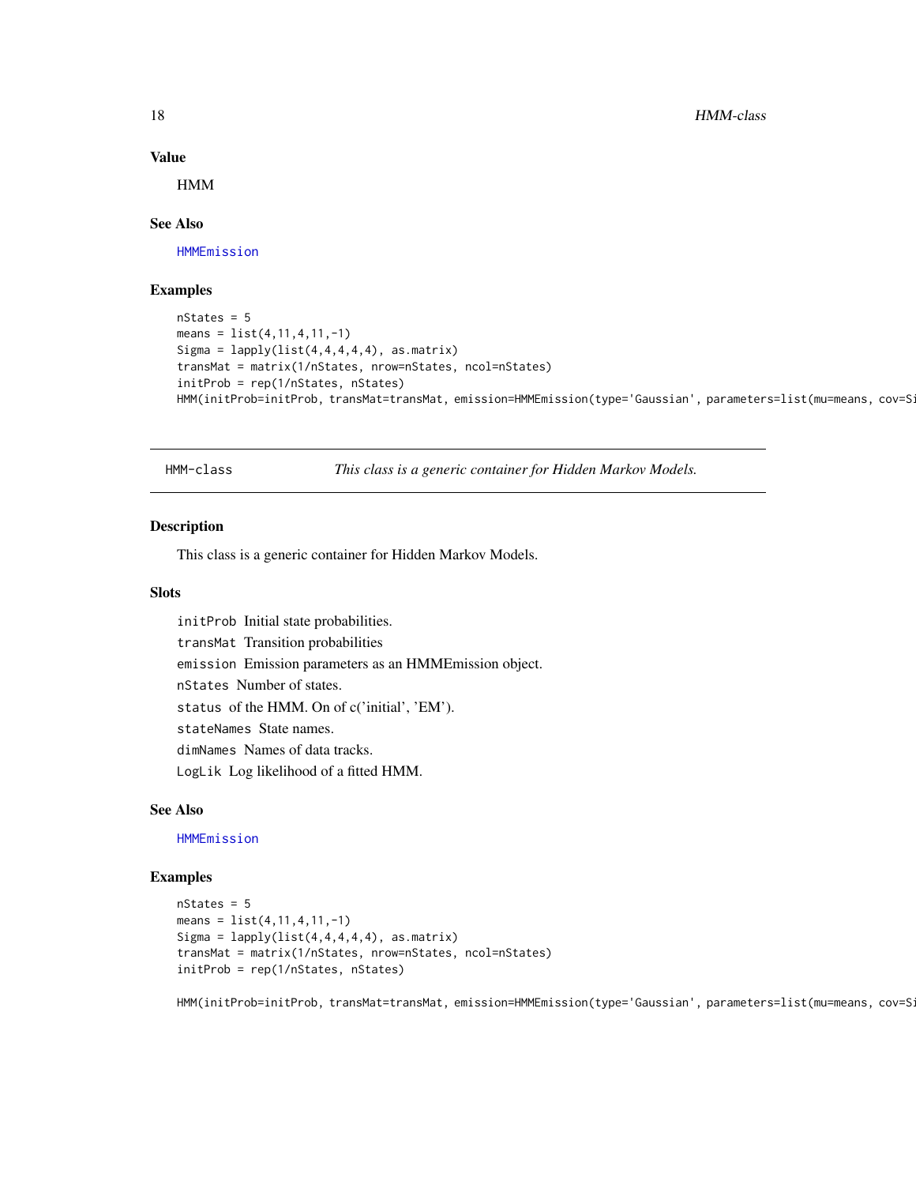### Value

HMM

### See Also

HMMEmission

### Examples

```
nStates = 5
means = list(4,11,4,11,-1)
Sigma = lapply(list(4,4,4,4,4), as.matrix)
transMat = matrix(1/nStates, nrow=nStates, ncol=nStates)
initProb = rep(1/nStates, nStates)
HMM(initProb=initProb, transMat=transMat, emission=HMMEmission(type='Gaussian', parameters=list(mu=means, cov=Si
```

---

## HMM-class    *This class is a generic container for Hidden Markov Models.*

### Description

This class is a generic container for Hidden Markov Models.

### Slots

- `initProb` Initial state probabilities.
- `transMat` Transition probabilities
- `emission` Emission parameters as an HMMEmission object.
- `nStates` Number of states.
- `status` of the HMM. On of c('initial', 'EM').
- `stateNames` State names.
- `dimNames` Names of data tracks.
- `LogLik` Log likelihood of a fitted HMM.

### See Also

HMMEmission

### Examples

```
nStates = 5
means = list(4,11,4,11,-1)
Sigma = lapply(list(4,4,4,4,4), as.matrix)
transMat = matrix(1/nStates, nrow=nStates, ncol=nStates)
initProb = rep(1/nStates, nStates)

HMM(initProb=initProb, transMat=transMat, emission=HMMEmission(type='Gaussian', parameters=list(mu=means, cov=Si
```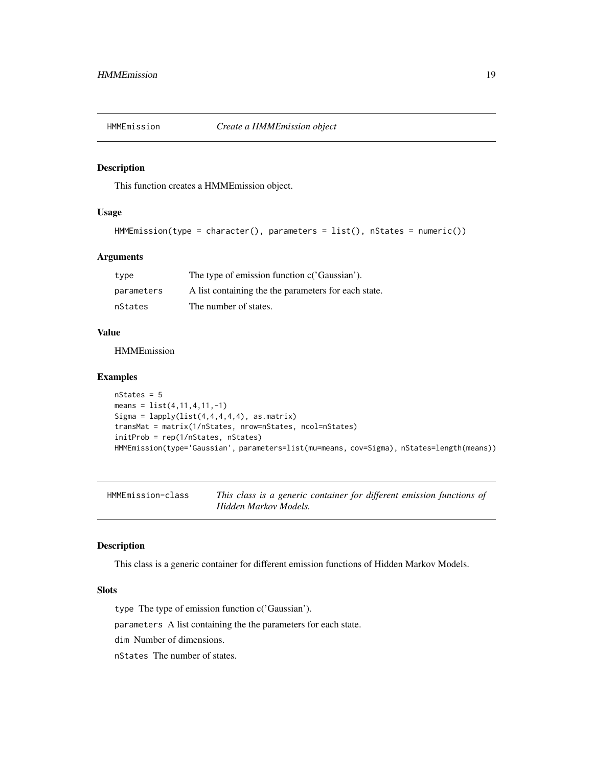## HMMEmission — *Create a HMMEmission object*

### Description

This function creates a HMMEmission object.

### Usage

```
HMMEmission(type = character(), parameters = list(), nStates = numeric())
```

### Arguments

| | |
|---|---|
| type | The type of emission function c('Gaussian'). |
| parameters | A list containing the the parameters for each state. |
| nStates | The number of states. |

### Value

HMMEmission

### Examples

```
nStates = 5
means = list(4,11,4,11,-1)
Sigma = lapply(list(4,4,4,4,4), as.matrix)
transMat = matrix(1/nStates, nrow=nStates, ncol=nStates)
initProb = rep(1/nStates, nStates)
HMMEmission(type='Gaussian', parameters=list(mu=means, cov=Sigma), nStates=length(means))
```

## HMMEmission-class — *This class is a generic container for different emission functions of Hidden Markov Models.*

### Description

This class is a generic container for different emission functions of Hidden Markov Models.

### Slots

`type` The type of emission function c('Gaussian').

`parameters` A list containing the the parameters for each state.

`dim` Number of dimensions.

`nStates` The number of states.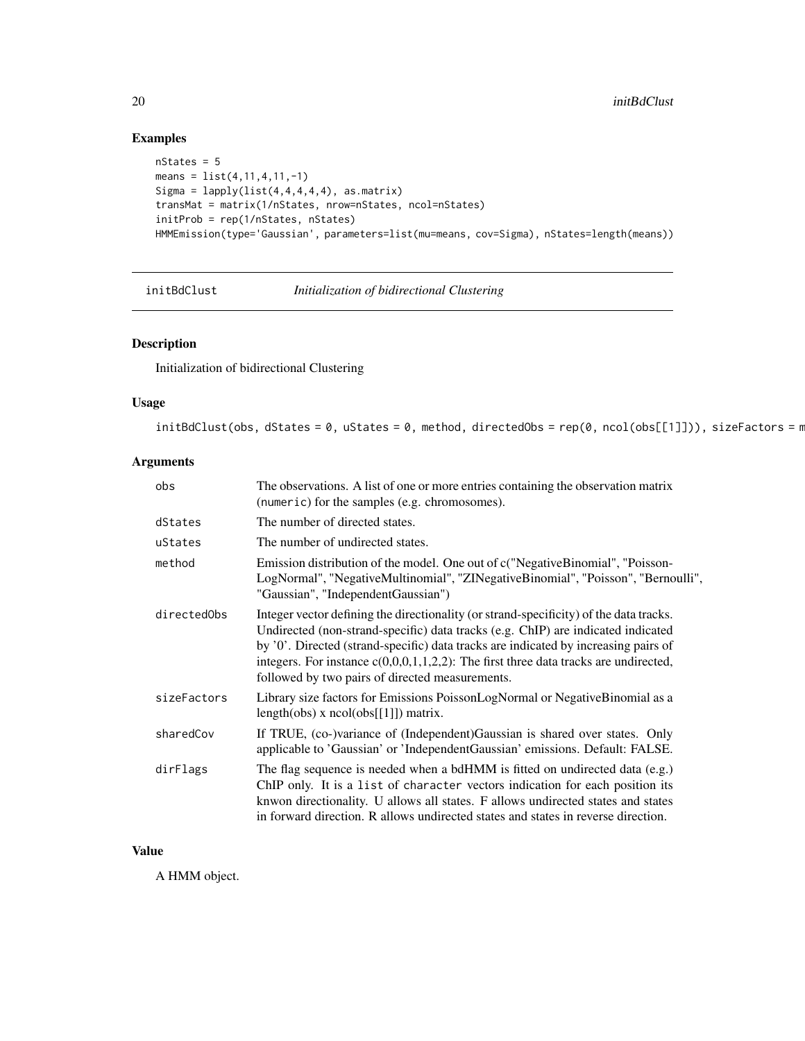## Examples

```
nStates = 5
means = list(4,11,4,11,-1)
Sigma = lapply(list(4,4,4,4,4), as.matrix)
transMat = matrix(1/nStates, nrow=nStates, ncol=nStates)
initProb = rep(1/nStates, nStates)
HMMEmission(type='Gaussian', parameters=list(mu=means, cov=Sigma), nStates=length(means))
```

---

`initBdClust` *Initialization of bidirectional Clustering*

---

### Description

Initialization of bidirectional Clustering

### Usage

```
initBdClust(obs, dStates = 0, uStates = 0, method, directedObs = rep(0, ncol(obs[[1]])), sizeFactors = m
```

### Arguments

| | |
|---|---|
| obs | The observations. A list of one or more entries containing the observation matrix (numeric) for the samples (e.g. chromosomes). |
| dStates | The number of directed states. |
| uStates | The number of undirected states. |
| method | Emission distribution of the model. One out of c("NegativeBinomial", "PoissonLogNormal", "NegativeMultinomial", "ZINegativeBinomial", "Poisson", "Bernoulli", "Gaussian", "IndependentGaussian") |
| directedObs | Integer vector defining the directionality (or strand-specificity) of the data tracks. Undirected (non-strand-specific) data tracks (e.g. ChIP) are indicated indicated by '0'. Directed (strand-specific) data tracks are indicated by increasing pairs of integers. For instance c(0,0,0,1,1,2,2): The first three data tracks are undirected, followed by two pairs of directed measurements. |
| sizeFactors | Library size factors for Emissions PoissonLogNormal or NegativeBinomial as a length(obs) x ncol(obs[[1]]) matrix. |
| sharedCov | If TRUE, (co-)variance of (Independent)Gaussian is shared over states. Only applicable to 'Gaussian' or 'IndependentGaussian' emissions. Default: FALSE. |
| dirFlags | The flag sequence is needed when a bdHMM is fitted on undirected data (e.g.) ChIP only. It is a list of character vectors indication for each position its knwon directionality. U allows all states. F allows undirected states and states in forward direction. R allows undirected states and states in reverse direction. |

### Value

A HMM object.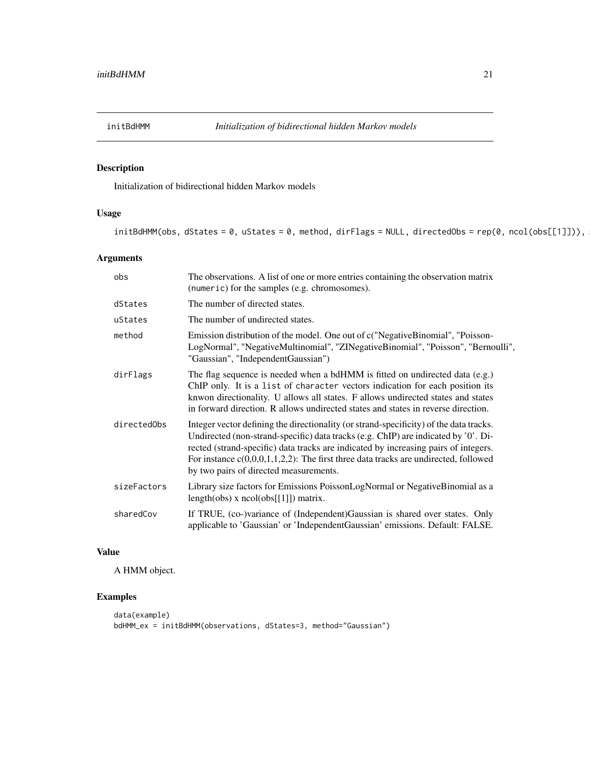initBdHMM — *Initialization of bidirectional hidden Markov models*

## Description

Initialization of bidirectional hidden Markov models

## Usage

```
initBdHMM(obs, dStates = 0, uStates = 0, method, dirFlags = NULL, directedObs = rep(0, ncol(obs[[1]])), s
```

## Arguments

| | |
|---|---|
| obs | The observations. A list of one or more entries containing the observation matrix (numeric) for the samples (e.g. chromosomes). |
| dStates | The number of directed states. |
| uStates | The number of undirected states. |
| method | Emission distribution of the model. One out of c("NegativeBinomial", "PoissonLogNormal", "NegativeMultinomial", "ZINegativeBinomial", "Poisson", "Bernoulli", "Gaussian", "IndependentGaussian") |
| dirFlags | The flag sequence is needed when a bdHMM is fitted on undirected data (e.g.) ChIP only. It is a list of character vectors indication for each position its knwon directionality. U allows all states. F allows undirected states and states in forward direction. R allows undirected states and states in reverse direction. |
| directedObs | Integer vector defining the directionality (or strand-specificity) of the data tracks. Undirected (non-strand-specific) data tracks (e.g. ChIP) are indicated by '0'. Directed (strand-specific) data tracks are indicated by increasing pairs of integers. For instance c(0,0,0,1,1,2,2): The first three data tracks are undirected, followed by two pairs of directed measurements. |
| sizeFactors | Library size factors for Emissions PoissonLogNormal or NegativeBinomial as a length(obs) x ncol(obs[[1]]) matrix. |
| sharedCov | If TRUE, (co-)variance of (Independent)Gaussian is shared over states. Only applicable to 'Gaussian' or 'IndependentGaussian' emissions. Default: FALSE. |

## Value

A HMM object.

## Examples

```
data(example)
bdHMM_ex = initBdHMM(observations, dStates=3, method="Gaussian")
```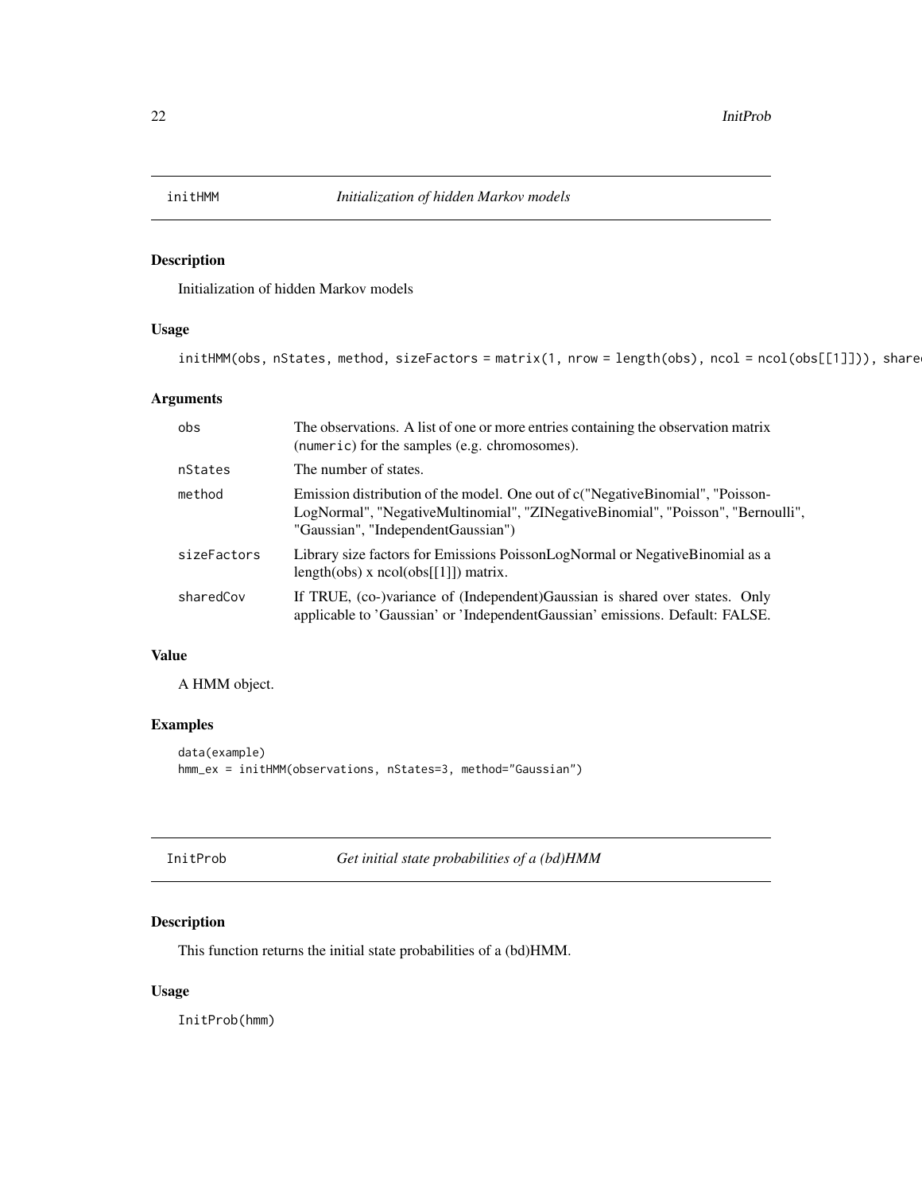## initHMM — *Initialization of hidden Markov models*

### Description

Initialization of hidden Markov models

### Usage

```
initHMM(obs, nStates, method, sizeFactors = matrix(1, nrow = length(obs), ncol = ncol(obs[[1]])), share
```

### Arguments

| | |
|---|---|
| obs | The observations. A list of one or more entries containing the observation matrix (numeric) for the samples (e.g. chromosomes). |
| nStates | The number of states. |
| method | Emission distribution of the model. One out of c("NegativeBinomial", "PoissonLogNormal", "NegativeMultinomial", "ZINegativeBinomial", "Poisson", "Bernoulli", "Gaussian", "IndependentGaussian") |
| sizeFactors | Library size factors for Emissions PoissonLogNormal or NegativeBinomial as a length(obs) x ncol(obs[[1]]) matrix. |
| sharedCov | If TRUE, (co-)variance of (Independent)Gaussian is shared over states. Only applicable to 'Gaussian' or 'IndependentGaussian' emissions. Default: FALSE. |

### Value

A HMM object.

### Examples

```
data(example)
hmm_ex = initHMM(observations, nStates=3, method="Gaussian")
```

## InitProb — *Get initial state probabilities of a (bd)HMM*

### Description

This function returns the initial state probabilities of a (bd)HMM.

### Usage

```
InitProb(hmm)
```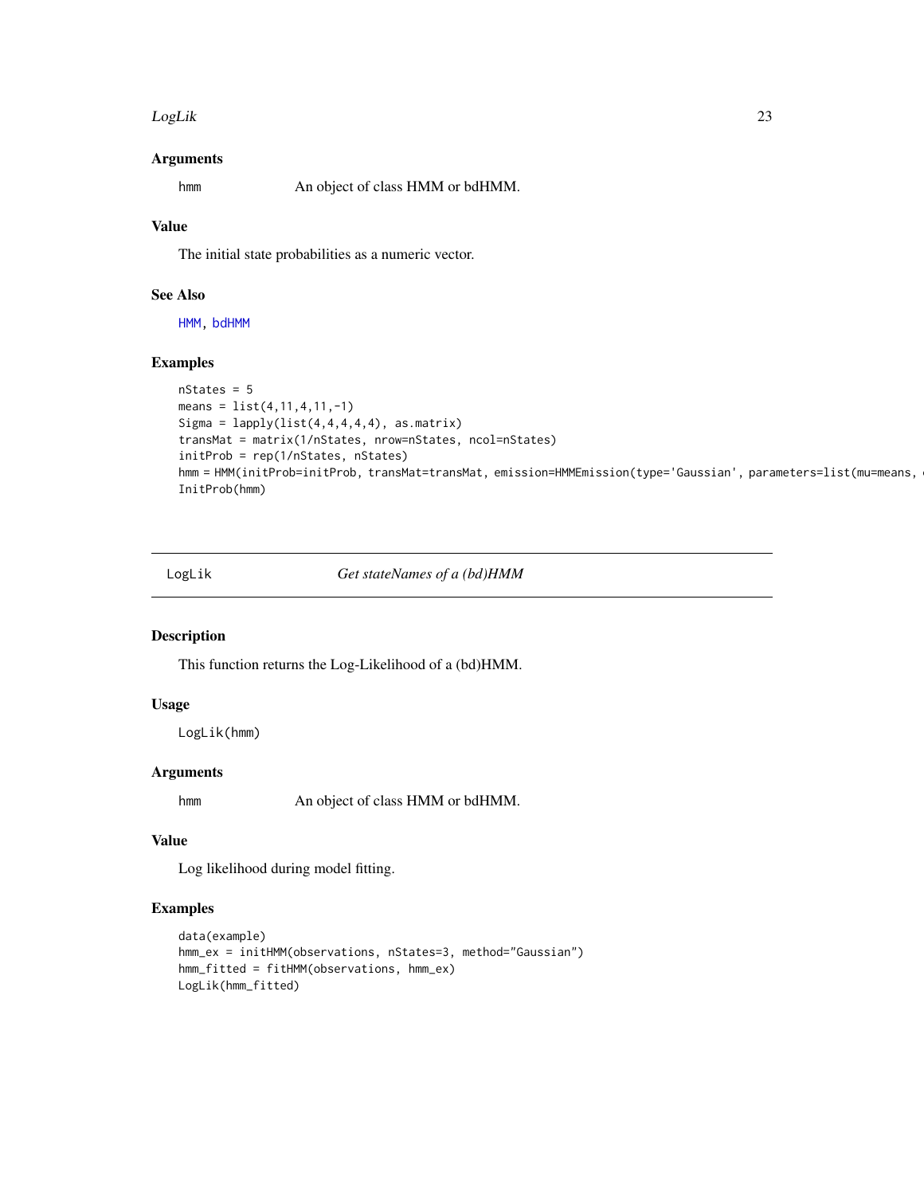### Arguments

hmm An object of class HMM or bdHMM.

### Value

The initial state probabilities as a numeric vector.

### See Also

HMM, bdHMM

### Examples

```
nStates = 5
means = list(4,11,4,11,-1)
Sigma = lapply(list(4,4,4,4,4), as.matrix)
transMat = matrix(1/nStates, nrow=nStates, ncol=nStates)
initProb = rep(1/nStates, nStates)
hmm = HMM(initProb=initProb, transMat=transMat, emission=HMMEmission(type='Gaussian', parameters=list(mu=means, 
InitProb(hmm)
```

---

## LogLik *Get stateNames of a (bd)HMM*

### Description

This function returns the Log-Likelihood of a (bd)HMM.

### Usage

```
LogLik(hmm)
```

### Arguments

hmm An object of class HMM or bdHMM.

### Value

Log likelihood during model fitting.

### Examples

```
data(example)
hmm_ex = initHMM(observations, nStates=3, method="Gaussian")
hmm_fitted = fitHMM(observations, hmm_ex)
LogLik(hmm_fitted)
```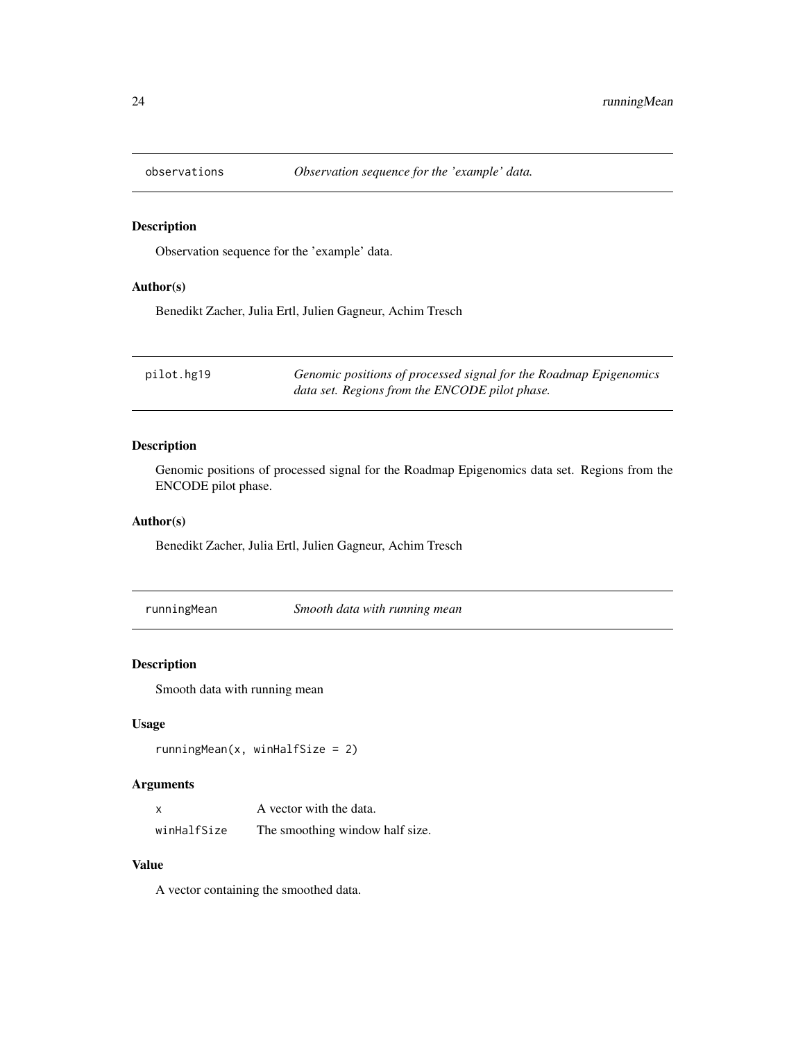## observations — *Observation sequence for the 'example' data.*

### Description

Observation sequence for the 'example' data.

### Author(s)

Benedikt Zacher, Julia Ertl, Julien Gagneur, Achim Tresch

## pilot.hg19 — *Genomic positions of processed signal for the Roadmap Epigenomics data set. Regions from the ENCODE pilot phase.*

### Description

Genomic positions of processed signal for the Roadmap Epigenomics data set. Regions from the ENCODE pilot phase.

### Author(s)

Benedikt Zacher, Julia Ertl, Julien Gagneur, Achim Tresch

## runningMean — *Smooth data with running mean*

### Description

Smooth data with running mean

### Usage

```
runningMean(x, winHalfSize = 2)
```

### Arguments

| | |
|---|---|
| `x` | A vector with the data. |
| `winHalfSize` | The smoothing window half size. |

### Value

A vector containing the smoothed data.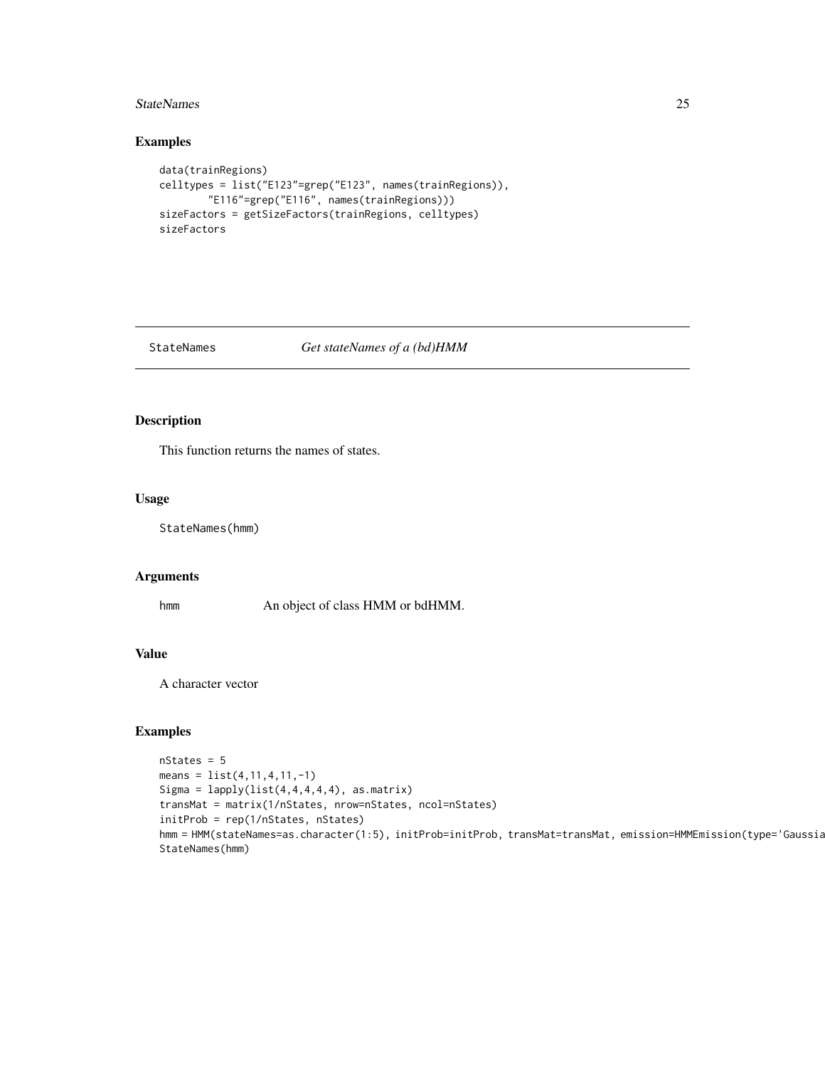## Examples

```
data(trainRegions)
celltypes = list("E123"=grep("E123", names(trainRegions)),
       "E116"=grep("E116", names(trainRegions)))
sizeFactors = getSizeFactors(trainRegions, celltypes)
sizeFactors
```

---

# StateNames *Get stateNames of a (bd)HMM*

---

## Description

This function returns the names of states.

## Usage

```
StateNames(hmm)
```

## Arguments

| | |
|---|---|
| hmm | An object of class HMM or bdHMM. |

## Value

A character vector

## Examples

```
nStates = 5
means = list(4,11,4,11,-1)
Sigma = lapply(list(4,4,4,4,4), as.matrix)
transMat = matrix(1/nStates, nrow=nStates, ncol=nStates)
initProb = rep(1/nStates, nStates)
hmm = HMM(stateNames=as.character(1:5), initProb=initProb, transMat=transMat, emission=HMMEmission(type='Gaussia
StateNames(hmm)
```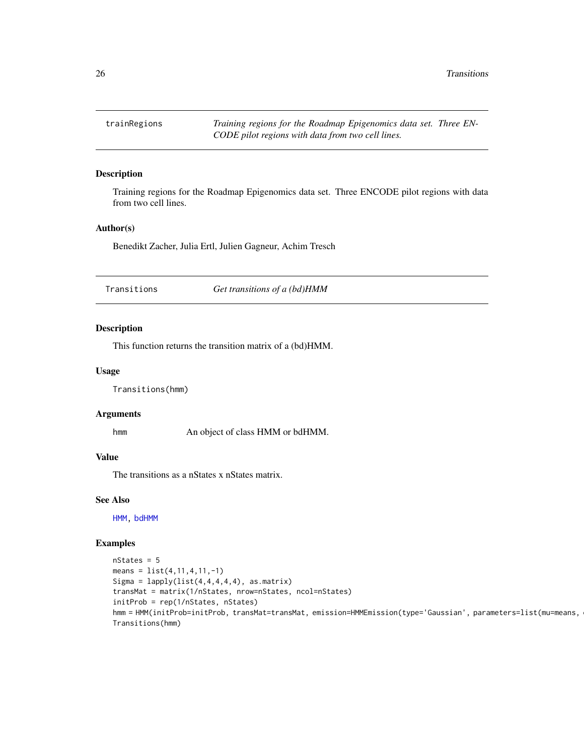`trainRegions` *Training regions for the Roadmap Epigenomics data set. Three ENCODE pilot regions with data from two cell lines.*

### Description

Training regions for the Roadmap Epigenomics data set. Three ENCODE pilot regions with data from two cell lines.

### Author(s)

Benedikt Zacher, Julia Ertl, Julien Gagneur, Achim Tresch

---

`Transitions` *Get transitions of a (bd)HMM*

### Description

This function returns the transition matrix of a (bd)HMM.

### Usage

```
Transitions(hmm)
```

### Arguments

| | |
|---|---|
| hmm | An object of class HMM or bdHMM. |

### Value

The transitions as a nStates x nStates matrix.

### See Also

HMM, bdHMM

### Examples

```
nStates = 5
means = list(4,11,4,11,-1)
Sigma = lapply(list(4,4,4,4,4), as.matrix)
transMat = matrix(1/nStates, nrow=nStates, ncol=nStates)
initProb = rep(1/nStates, nStates)
hmm = HMM(initProb=initProb, transMat=transMat, emission=HMMEmission(type='Gaussian', parameters=list(mu=means,
Transitions(hmm)
```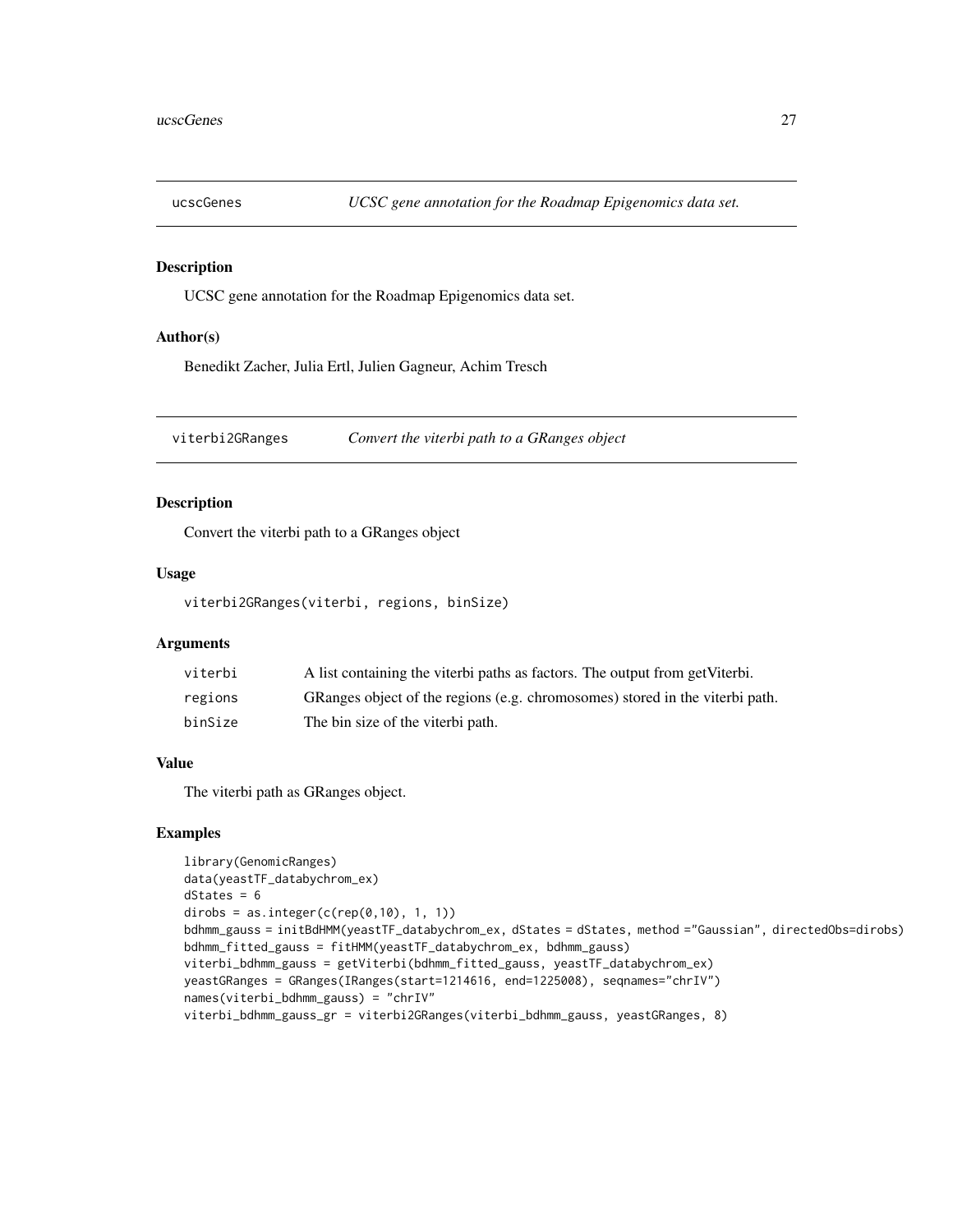## ucscGenes — *UCSC gene annotation for the Roadmap Epigenomics data set.*

### Description

UCSC gene annotation for the Roadmap Epigenomics data set.

### Author(s)

Benedikt Zacher, Julia Ertl, Julien Gagneur, Achim Tresch

## viterbi2GRanges — *Convert the viterbi path to a GRanges object*

### Description

Convert the viterbi path to a GRanges object

### Usage

```
viterbi2GRanges(viterbi, regions, binSize)
```

### Arguments

| | |
|---|---|
| viterbi | A list containing the viterbi paths as factors. The output from getViterbi. |
| regions | GRanges object of the regions (e.g. chromosomes) stored in the viterbi path. |
| binSize | The bin size of the viterbi path. |

### Value

The viterbi path as GRanges object.

### Examples

```
library(GenomicRanges)
data(yeastTF_databychrom_ex)
dStates = 6
dirobs = as.integer(c(rep(0,10), 1, 1))
bdhmm_gauss = initBdHMM(yeastTF_databychrom_ex, dStates = dStates, method ="Gaussian", directedObs=dirobs)
bdhmm_fitted_gauss = fitHMM(yeastTF_databychrom_ex, bdhmm_gauss)
viterbi_bdhmm_gauss = getViterbi(bdhmm_fitted_gauss, yeastTF_databychrom_ex)
yeastGRanges = GRanges(IRanges(start=1214616, end=1225008), seqnames="chrIV")
names(viterbi_bdhmm_gauss) = "chrIV"
viterbi_bdhmm_gauss_gr = viterbi2GRanges(viterbi_bdhmm_gauss, yeastGRanges, 8)
```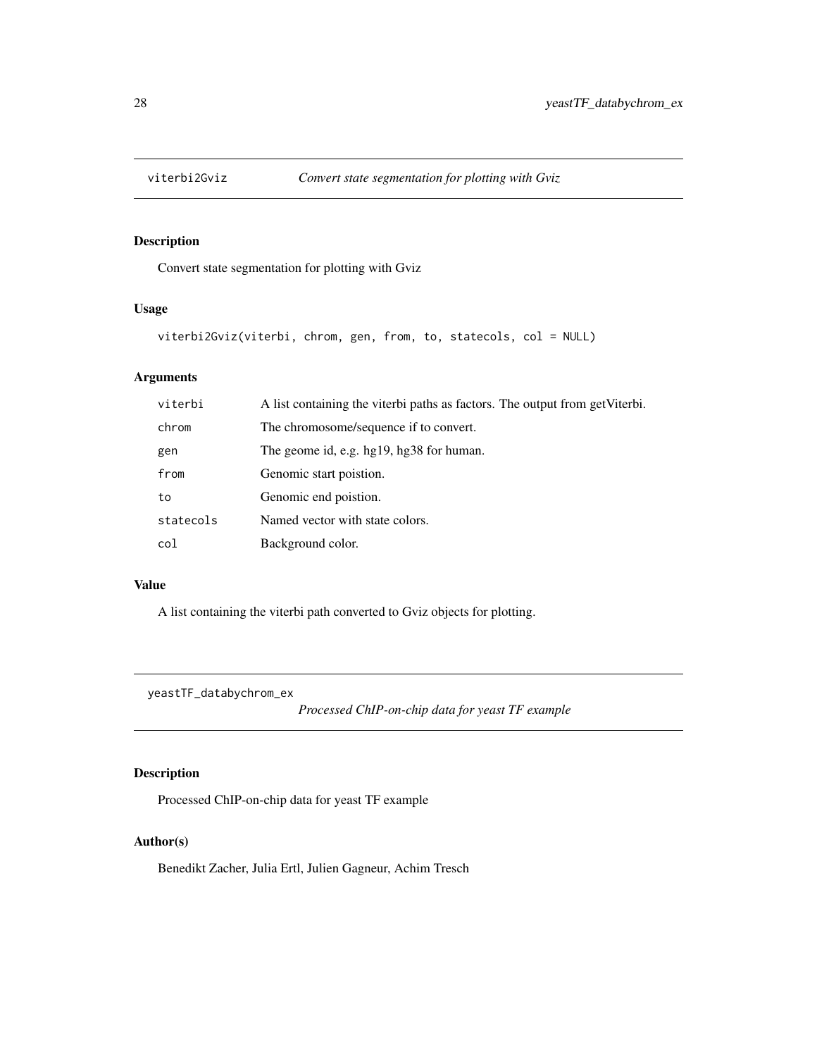## viterbi2Gviz *Convert state segmentation for plotting with Gviz*

### Description

Convert state segmentation for plotting with Gviz

### Usage

```
viterbi2Gviz(viterbi, chrom, gen, from, to, statecols, col = NULL)
```

### Arguments

| | |
|---|---|
| viterbi | A list containing the viterbi paths as factors. The output from getViterbi. |
| chrom | The chromosome/sequence if to convert. |
| gen | The geome id, e.g. hg19, hg38 for human. |
| from | Genomic start poistion. |
| to | Genomic end poistion. |
| statecols | Named vector with state colors. |
| col | Background color. |

### Value

A list containing the viterbi path converted to Gviz objects for plotting.

## yeastTF_databychrom_ex *Processed ChIP-on-chip data for yeast TF example*

### Description

Processed ChIP-on-chip data for yeast TF example

### Author(s)

Benedikt Zacher, Julia Ertl, Julien Gagneur, Achim Tresch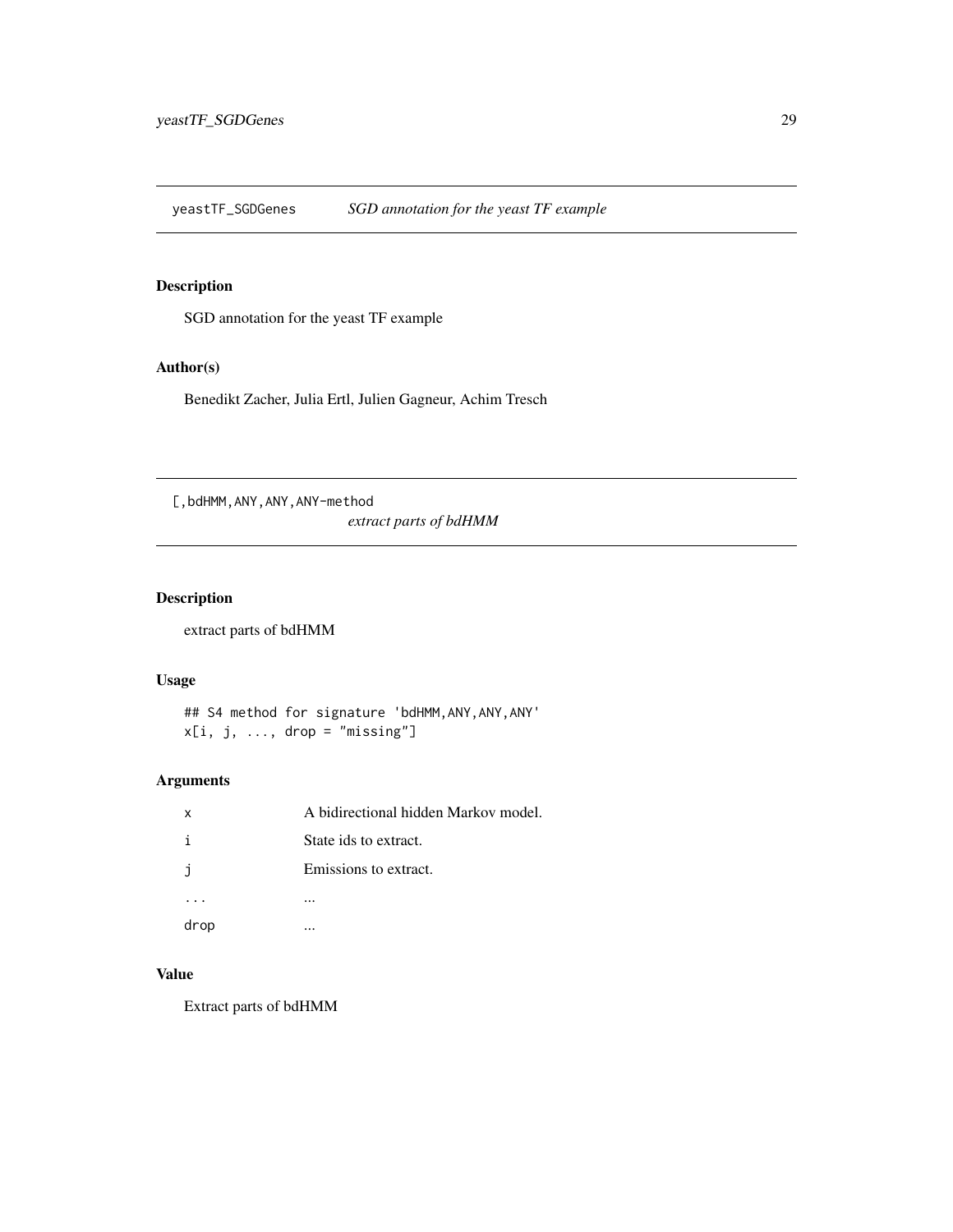## yeastTF_SGDGenes — *SGD annotation for the yeast TF example*

### Description

SGD annotation for the yeast TF example

### Author(s)

Benedikt Zacher, Julia Ertl, Julien Gagneur, Achim Tresch

## [,bdHMM,ANY,ANY,ANY-method — *extract parts of bdHMM*

### Description

extract parts of bdHMM

### Usage

```
## S4 method for signature 'bdHMM,ANY,ANY,ANY'
x[i, j, ..., drop = "missing"]
```

### Arguments

| | |
|---|---|
| x | A bidirectional hidden Markov model. |
| i | State ids to extract. |
| j | Emissions to extract. |
| ... | ... |
| drop | ... |

### Value

Extract parts of bdHMM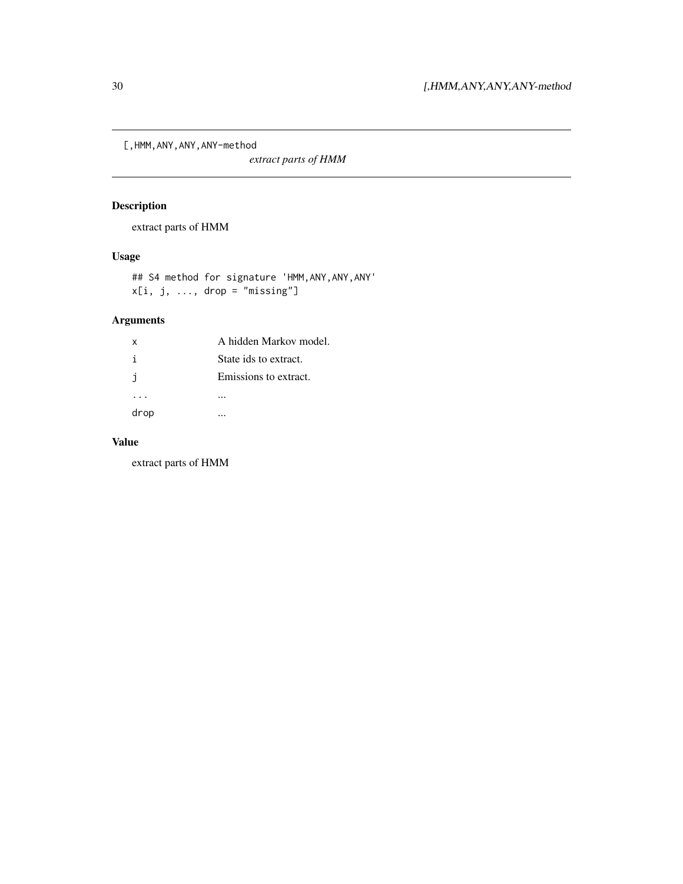[,HMM,ANY,ANY,ANY-method

*extract parts of HMM*

## Description

extract parts of HMM

## Usage

```
## S4 method for signature 'HMM,ANY,ANY,ANY'
x[i, j, ..., drop = "missing"]
```

## Arguments

| | |
|---|---|
| x | A hidden Markov model. |
| i | State ids to extract. |
| j | Emissions to extract. |
| ... | ... |
| drop | ... |

## Value

extract parts of HMM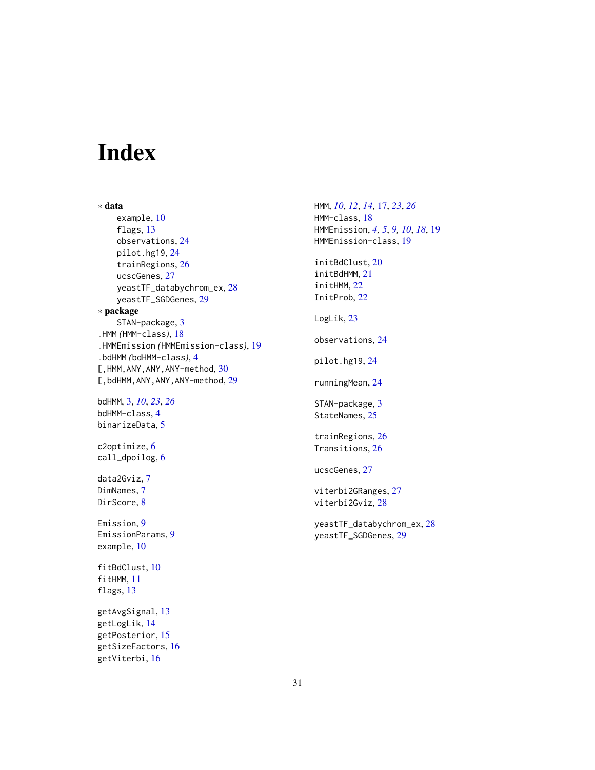# Index

∗ **data**

example, 10
flags, 13
observations, 24
pilot.hg19, 24
trainRegions, 26
ucscGenes, 27
yeastTF_databychrom_ex, 28
yeastTF_SGDGenes, 29

∗ **package**

STAN-package, 3

.HMM *(*HMM-class*)*, 18
.HMMEmission *(*HMMEmission-class*)*, 19
.bdHMM *(*bdHMM-class*)*, 4
[,HMM,ANY,ANY,ANY-method, 30
[,bdHMM,ANY,ANY,ANY-method, 29

bdHMM, 3, *10*, *23*, *26*
bdHMM-class, 4
binarizeData, 5

c2optimize, 6
call_dpoilog, 6

data2Gviz, 7
DimNames, 7
DirScore, 8

Emission, 9
EmissionParams, 9
example, 10

fitBdClust, 10
fitHMM, 11
flags, 13

getAvgSignal, 13
getLogLik, 14
getPosterior, 15
getSizeFactors, 16
getViterbi, 16

HMM, *10*, *12*, *14*, 17, *23*, *26*
HMM-class, 18
HMMEmission, *4, 5, 9, 10*, *18*, 19
HMMEmission-class, 19

initBdClust, 20
initBdHMM, 21
initHMM, 22
InitProb, 22

LogLik, 23

observations, 24

pilot.hg19, 24

runningMean, 24

STAN-package, 3
StateNames, 25

trainRegions, 26
Transitions, 26

ucscGenes, 27

viterbi2GRanges, 27
viterbi2Gviz, 28

yeastTF_databychrom_ex, 28
yeastTF_SGDGenes, 29